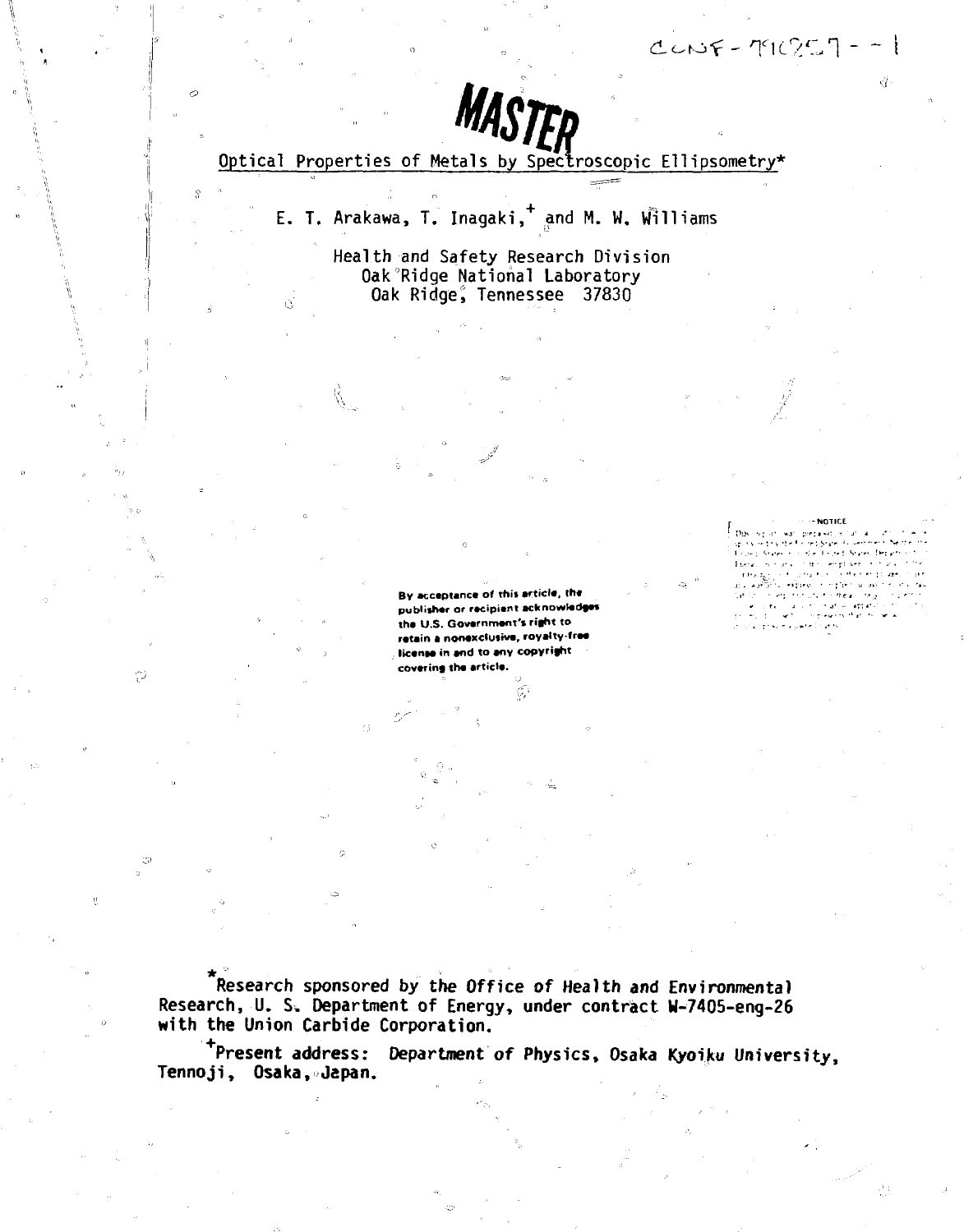CONF-791257--1

MASTER

# Optical Properties of Metals by Spectroscopic Ellipsometry*

E. T. Arakawa, T. Inagaki,[+] and M. W. Williams

Health and Safety Research Division
Oak Ridge National Laboratory
Oak Ridge, Tennessee 37830

**By acceptance of this article, the publisher or recipient acknowledges the U.S. Government's right to retain a nonexclusive, royalty-free license in and to any copyright covering the article.**

*Research sponsored by the Office of Health and Environmental Research, U. S. Department of Energy, under contract W-7405-eng-26 with the Union Carbide Corporation.

[+]Present address: Department of Physics, Osaka Kyoiku University, Tennoji, Osaka, Japan.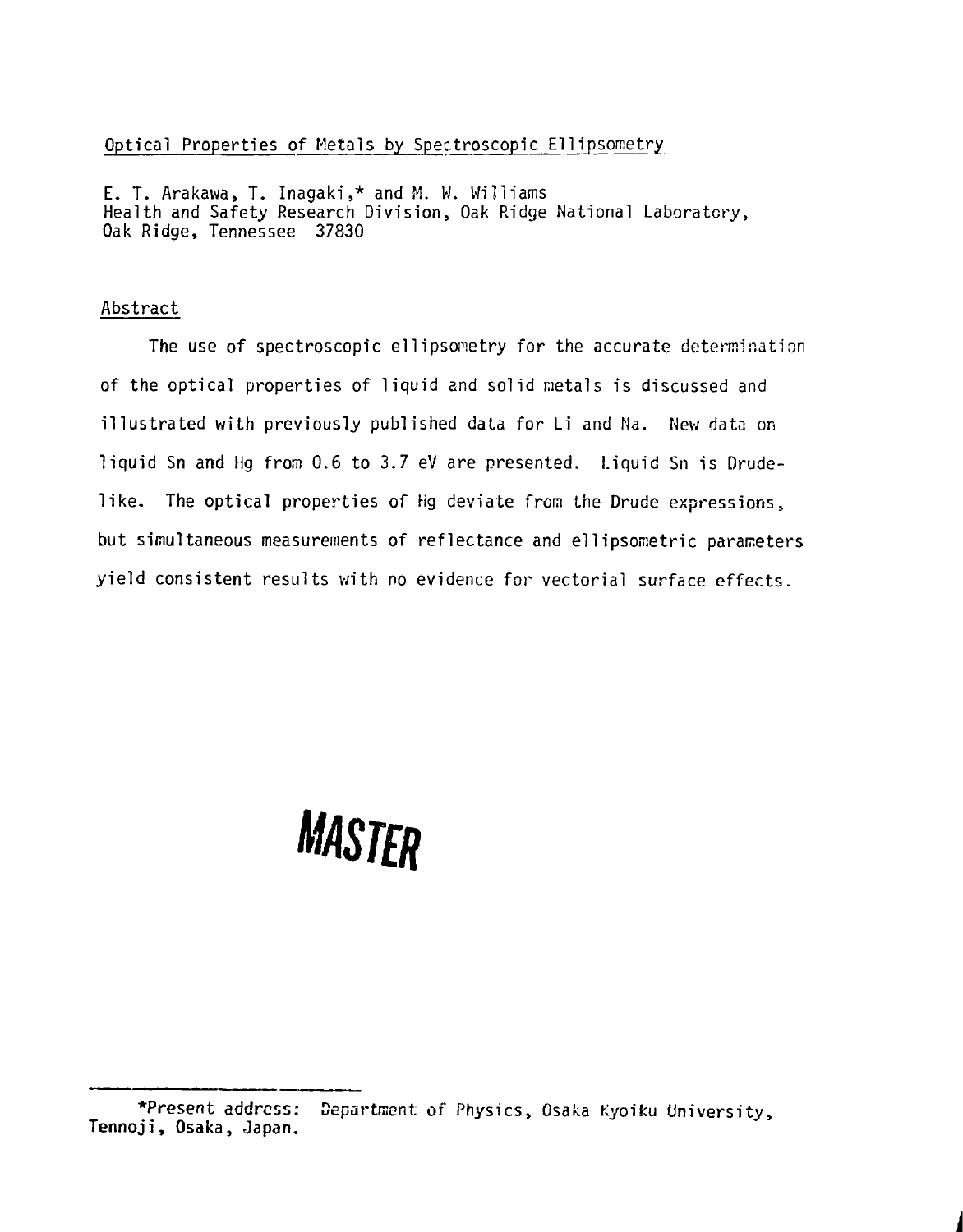Optical Properties of Metals by Spectroscopic Ellipsometry

E. T. Arakawa, T. Inagaki,* and M. W. Williams
Health and Safety Research Division, Oak Ridge National Laboratory,
Oak Ridge, Tennessee 37830

## Abstract

The use of spectroscopic ellipsometry for the accurate determination of the optical properties of liquid and solid metals is discussed and illustrated with previously published data for Li and Na. New data on liquid Sn and Hg from 0.6 to 3.7 eV are presented. Liquid Sn is Drude-like. The optical properties of Hg deviate from the Drude expressions, but simultaneous measurements of reflectance and ellipsometric parameters yield consistent results with no evidence for vectorial surface effects.

MASTER

*Present address: Department of Physics, Osaka Kyoiku University, Tennoji, Osaka, Japan.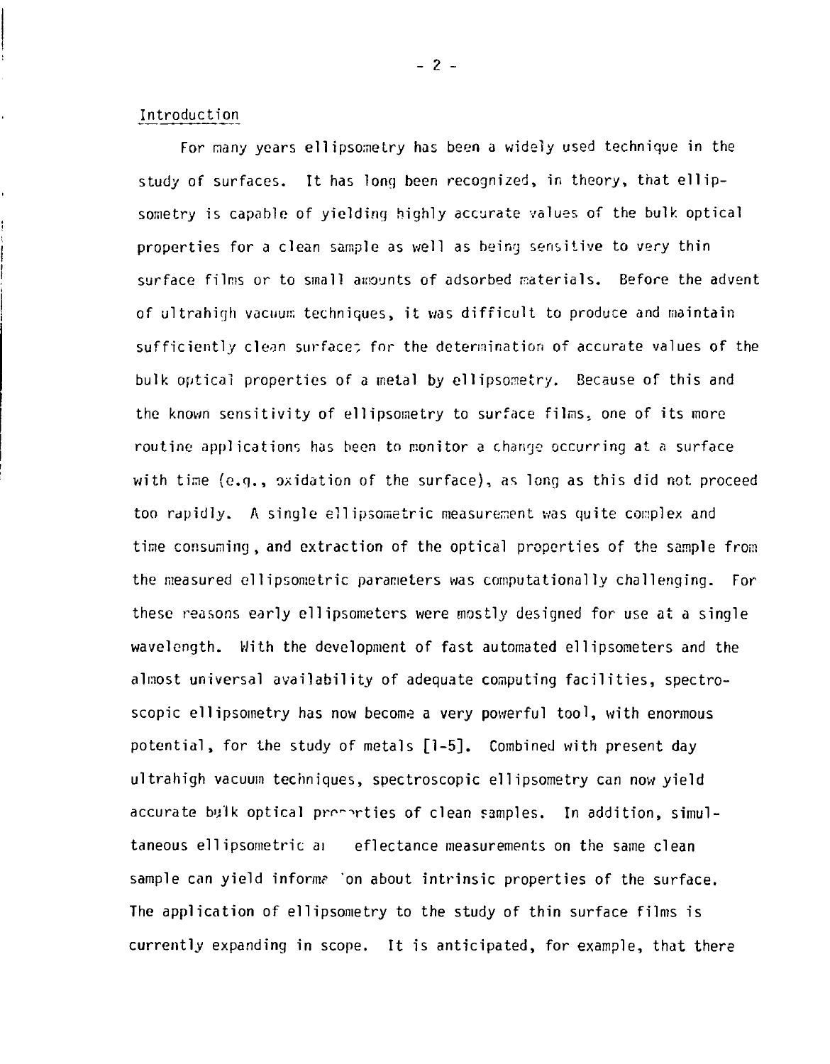## Introduction

For many years ellipsometry has been a widely used technique in the study of surfaces. It has long been recognized, in theory, that ellipsometry is capable of yielding highly accurate values of the bulk optical properties for a clean sample as well as being sensitive to very thin surface films or to small amounts of adsorbed materials. Before the advent of ultrahigh vacuum techniques, it was difficult to produce and maintain sufficiently clean surfaces for the determination of accurate values of the bulk optical properties of a metal by ellipsometry. Because of this and the known sensitivity of ellipsometry to surface films, one of its more routine applications has been to monitor a change occurring at a surface with time (e.g., oxidation of the surface), as long as this did not proceed too rapidly. A single ellipsometric measurement was quite complex and time consuming, and extraction of the optical properties of the sample from the measured ellipsometric parameters was computationally challenging. For these reasons early ellipsometers were mostly designed for use at a single wavelength. With the development of fast automated ellipsometers and the almost universal availability of adequate computing facilities, spectroscopic ellipsometry has now become a very powerful tool, with enormous potential, for the study of metals [1-5]. Combined with present day ultrahigh vacuum techniques, spectroscopic ellipsometry can now yield accurate bulk optical properties of clean samples. In addition, simultaneous ellipsometric and reflectance measurements on the same clean sample can yield information about intrinsic properties of the surface. The application of ellipsometry to the study of thin surface films is currently expanding in scope. It is anticipated, for example, that there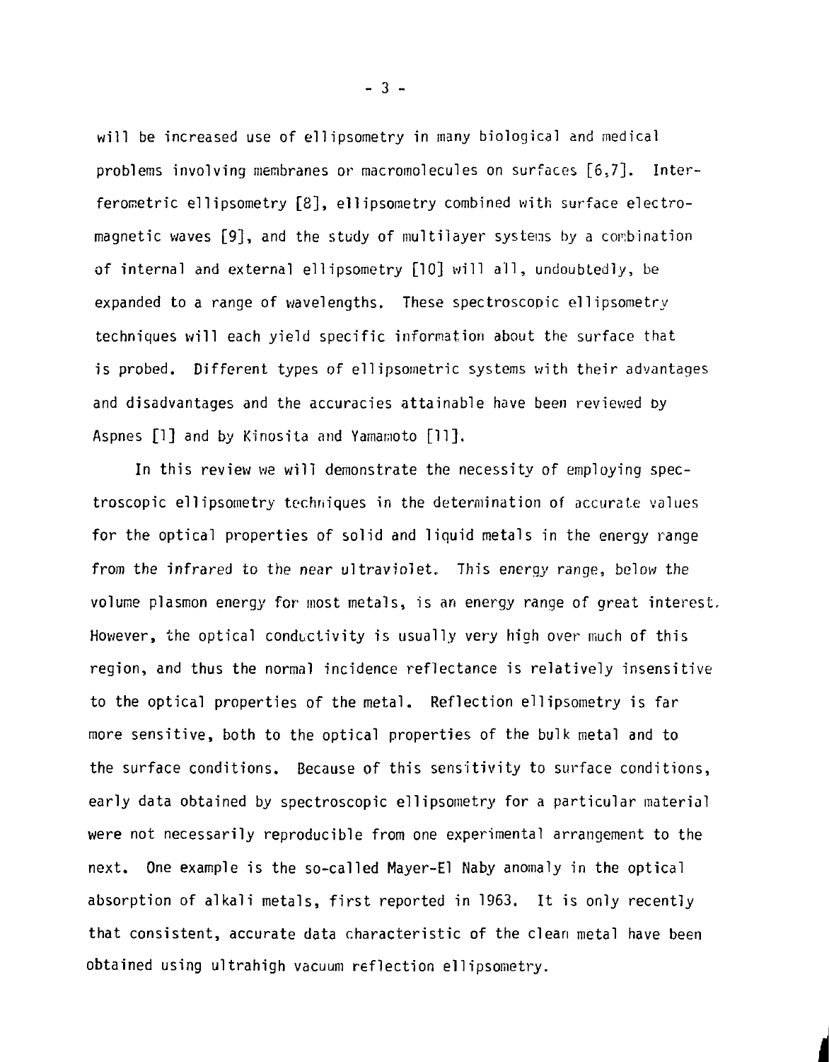will be increased use of ellipsometry in many biological and medical problems involving membranes or macromolecules on surfaces [6,7]. Interferometric ellipsometry [8], ellipsometry combined with surface electromagnetic waves [9], and the study of multilayer systems by a combination of internal and external ellipsometry [10] will all, undoubtedly, be expanded to a range of wavelengths. These spectroscopic ellipsometry techniques will each yield specific information about the surface that is probed. Different types of ellipsometric systems with their advantages and disadvantages and the accuracies attainable have been reviewed by Aspnes [1] and by Kinosita and Yamamoto [11].

In this review we will demonstrate the necessity of employing spectroscopic ellipsometry techniques in the determination of accurate values for the optical properties of solid and liquid metals in the energy range from the infrared to the near ultraviolet. This energy range, below the volume plasmon energy for most metals, is an energy range of great interest. However, the optical conductivity is usually very high over much of this region, and thus the normal incidence reflectance is relatively insensitive to the optical properties of the metal. Reflection ellipsometry is far more sensitive, both to the optical properties of the bulk metal and to the surface conditions. Because of this sensitivity to surface conditions, early data obtained by spectroscopic ellipsometry for a particular material were not necessarily reproducible from one experimental arrangement to the next. One example is the so-called Mayer-El Naby anomaly in the optical absorption of alkali metals, first reported in 1963. It is only recently that consistent, accurate data characteristic of the clean metal have been obtained using ultrahigh vacuum reflection ellipsometry.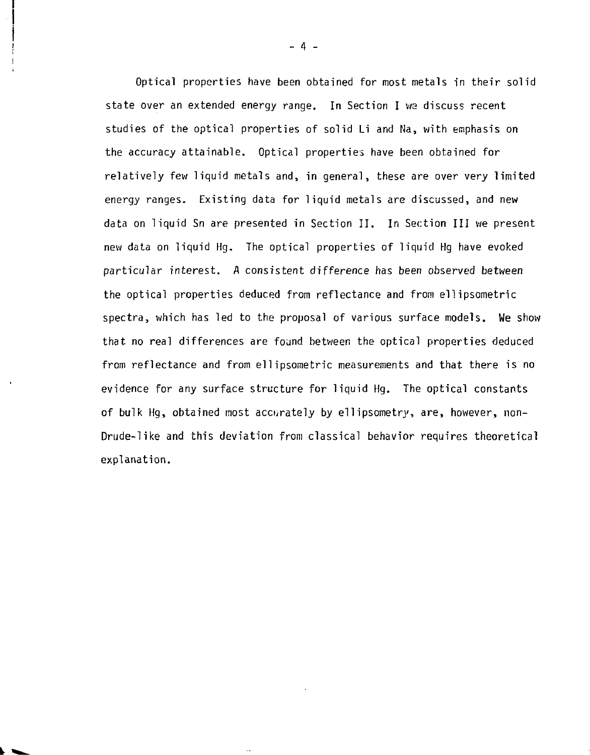Optical properties have been obtained for most metals in their solid state over an extended energy range. In Section I we discuss recent studies of the optical properties of solid Li and Na, with emphasis on the accuracy attainable. Optical properties have been obtained for relatively few liquid metals and, in general, these are over very limited energy ranges. Existing data for liquid metals are discussed, and new data on liquid Sn are presented in Section II. In Section III we present new data on liquid Hg. The optical properties of liquid Hg have evoked particular interest. A consistent difference has been observed between the optical properties deduced from reflectance and from ellipsometric spectra, which has led to the proposal of various surface models. We show that no real differences are found between the optical properties deduced from reflectance and from ellipsometric measurements and that there is no evidence for any surface structure for liquid Hg. The optical constants of bulk Hg, obtained most accurately by ellipsometry, are, however, non-Drude-like and this deviation from classical behavior requires theoretical explanation.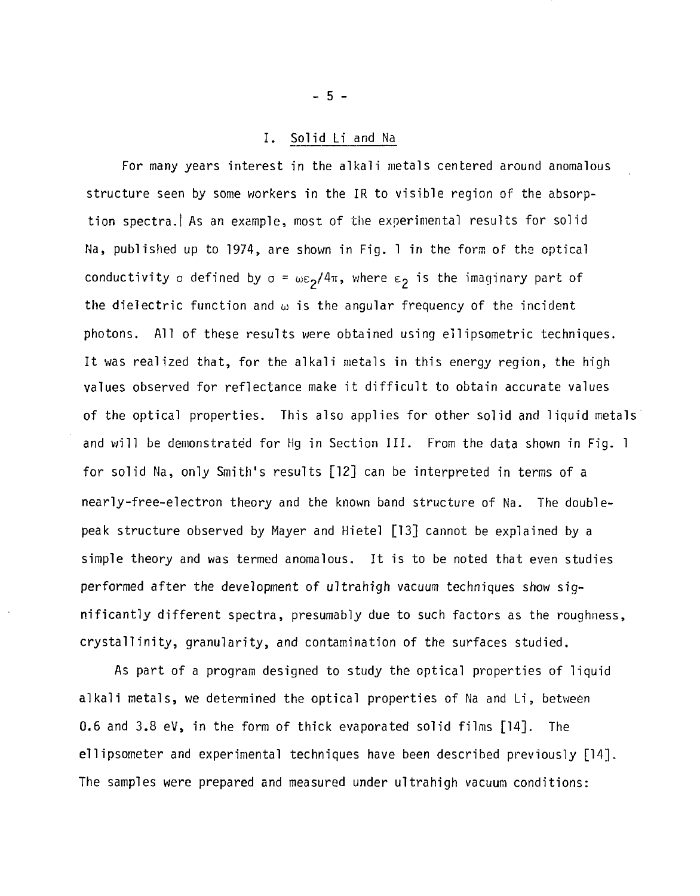## I. Solid Li and Na

For many years interest in the alkali metals centered around anomalous structure seen by some workers in the IR to visible region of the absorption spectra. As an example, most of the experimental results for solid Na, published up to 1974, are shown in Fig. 1 in the form of the optical conductivity $\sigma$ defined by $\sigma = \omega\varepsilon_2/4\pi$, where $\varepsilon_2$ is the imaginary part of the dielectric function and $\omega$ is the angular frequency of the incident photons. All of these results were obtained using ellipsometric techniques. It was realized that, for the alkali metals in this energy region, the high values observed for reflectance make it difficult to obtain accurate values of the optical properties. This also applies for other solid and liquid metals and will be demonstrated for Hg in Section III. From the data shown in Fig. 1 for solid Na, only Smith's results [12] can be interpreted in terms of a nearly-free-electron theory and the known band structure of Na. The double-peak structure observed by Mayer and Hietel [13] cannot be explained by a simple theory and was termed anomalous. It is to be noted that even studies performed after the development of ultrahigh vacuum techniques show significantly different spectra, presumably due to such factors as the roughness, crystallinity, granularity, and contamination of the surfaces studied.

As part of a program designed to study the optical properties of liquid alkali metals, we determined the optical properties of Na and Li, between 0.6 and 3.8 eV, in the form of thick evaporated solid films [14]. The ellipsometer and experimental techniques have been described previously [14]. The samples were prepared and measured under ultrahigh vacuum conditions: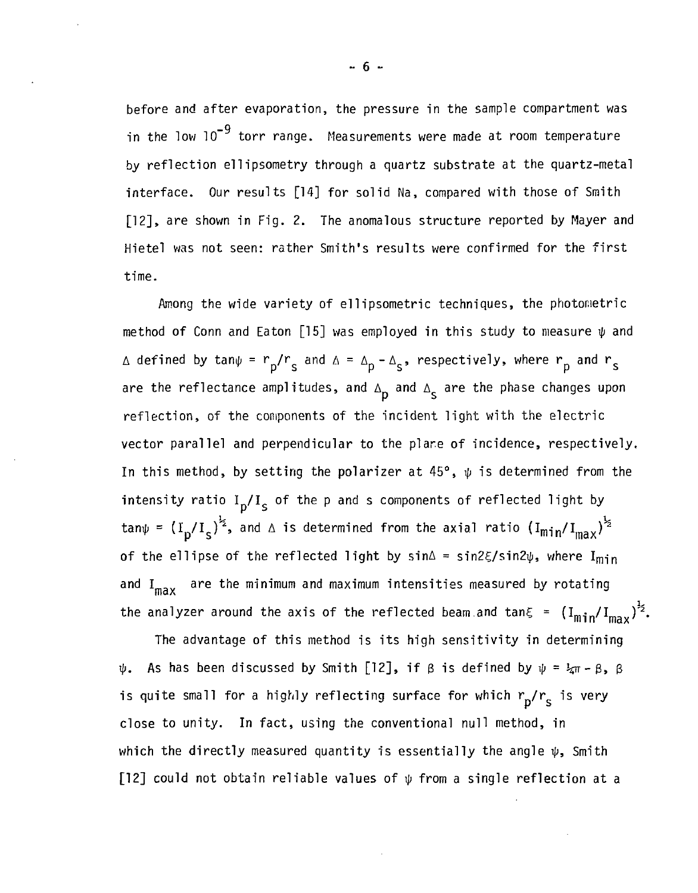before and after evaporation, the pressure in the sample compartment was in the low $10^{-9}$ torr range. Measurements were made at room temperature by reflection ellipsometry through a quartz substrate at the quartz-metal interface. Our results [14] for solid Na, compared with those of Smith [12], are shown in Fig. 2. The anomalous structure reported by Mayer and Hietel was not seen: rather Smith's results were confirmed for the first time.

Among the wide variety of ellipsometric techniques, the photometric method of Conn and Eaton [15] was employed in this study to measure $\psi$ and $\Delta$ defined by $\tan\psi = r_p/r_s$ and $\Delta = \Delta_p - \Delta_s$, respectively, where $r_p$ and $r_s$ are the reflectance amplitudes, and $\Delta_p$ and $\Delta_s$ are the phase changes upon reflection, of the components of the incident light with the electric vector parallel and perpendicular to the plane of incidence, respectively. In this method, by setting the polarizer at 45°, $\psi$ is determined from the intensity ratio $I_p/I_s$ of the p and s components of reflected light by $\tan\psi = (I_p/I_s)^{\frac{1}{2}}$, and $\Delta$ is determined from the axial ratio $(I_{min}/I_{max})^{\frac{1}{2}}$ of the ellipse of the reflected light by $\sin\Delta = \sin 2\xi/\sin 2\psi$, where $I_{min}$ and $I_{max}$ are the minimum and maximum intensities measured by rotating the analyzer around the axis of the reflected beam and $\tan\xi = (I_{min}/I_{max})^{\frac{1}{2}}$.

The advantage of this method is its high sensitivity in determining $\psi$. As has been discussed by Smith [12], if $\beta$ is defined by $\psi = \frac{1}{4}\pi - \beta$, $\beta$ is quite small for a highly reflecting surface for which $r_p/r_s$ is very close to unity. In fact, using the conventional null method, in which the directly measured quantity is essentially the angle $\psi$, Smith [12] could not obtain reliable values of $\psi$ from a single reflection at a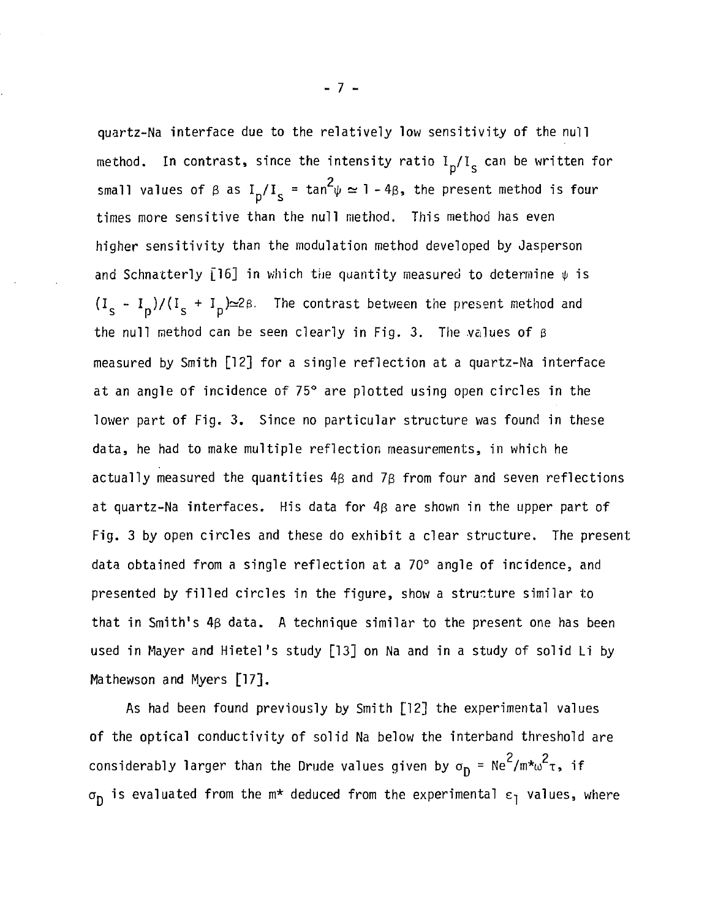quartz-Na interface due to the relatively low sensitivity of the null method. In contrast, since the intensity ratio $I_p/I_s$ can be written for small values of $\beta$ as $I_p/I_s = \tan^2\psi \simeq 1 - 4\beta$, the present method is four times more sensitive than the null method. This method has even higher sensitivity than the modulation method developed by Jasperson and Schnatterly [16] in which the quantity measured to determine $\psi$ is $(I_s - I_p)/(I_s + I_p) \simeq 2\beta$. The contrast between the present method and the null method can be seen clearly in Fig. 3. The values of $\beta$ measured by Smith [12] for a single reflection at a quartz-Na interface at an angle of incidence of 75° are plotted using open circles in the lower part of Fig. 3. Since no particular structure was found in these data, he had to make multiple reflection measurements, in which he actually measured the quantities $4\beta$ and $7\beta$ from four and seven reflections at quartz-Na interfaces. His data for $4\beta$ are shown in the upper part of Fig. 3 by open circles and these do exhibit a clear structure. The present data obtained from a single reflection at a 70° angle of incidence, and presented by filled circles in the figure, show a structure similar to that in Smith's $4\beta$ data. A technique similar to the present one has been used in Mayer and Hietel's study [13] on Na and in a study of solid Li by Mathewson and Myers [17].

As had been found previously by Smith [12] the experimental values of the optical conductivity of solid Na below the interband threshold are considerably larger than the Drude values given by $\sigma_D = Ne^2/m^*\omega^2\tau$, if $\sigma_D$ is evaluated from the $m^*$ deduced from the experimental $\varepsilon_1$ values, where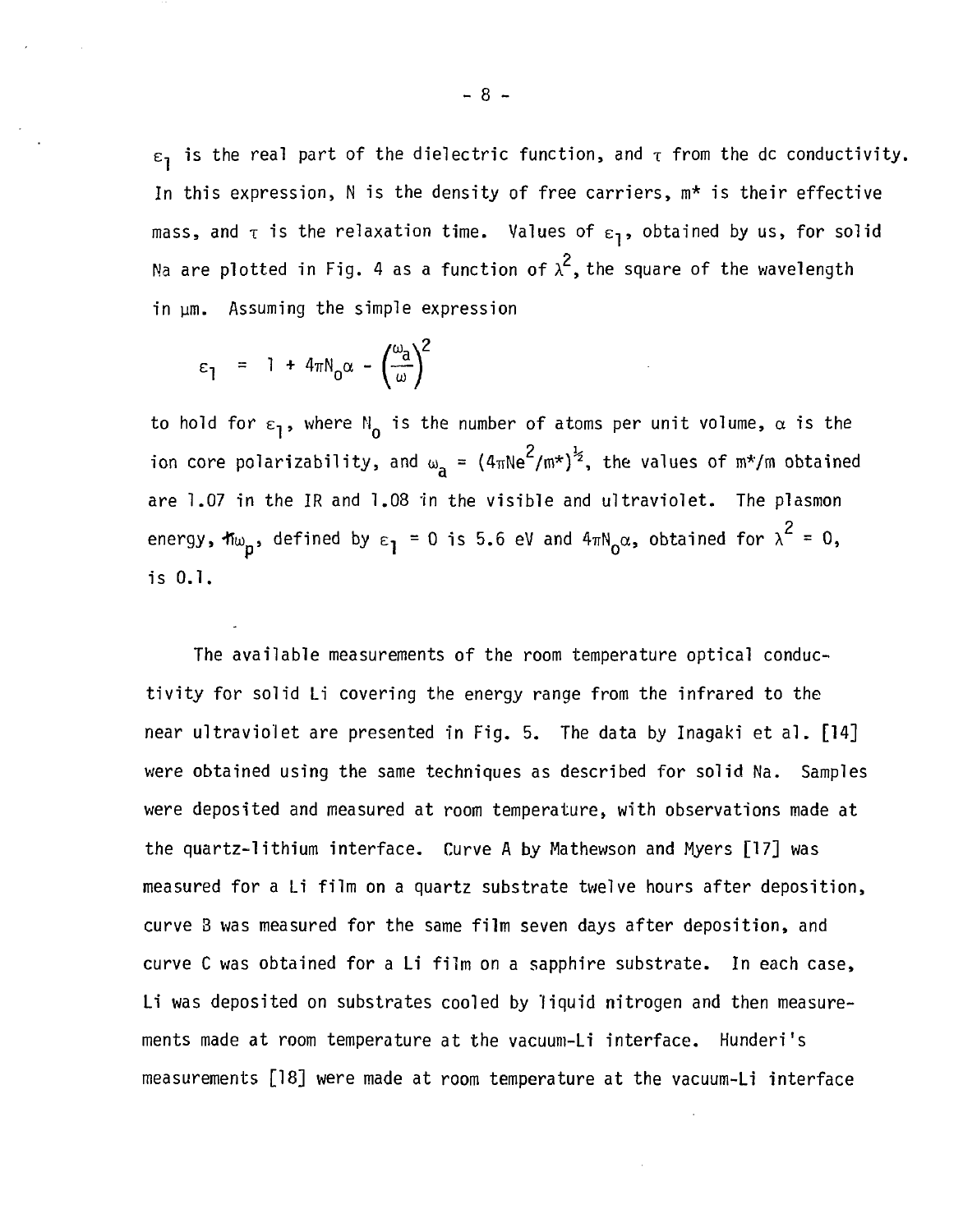$\varepsilon_1$ is the real part of the dielectric function, and $\tau$ from the dc conductivity. In this expression, N is the density of free carriers, m* is their effective mass, and $\tau$ is the relaxation time. Values of $\varepsilon_1$, obtained by us, for solid Na are plotted in Fig. 4 as a function of $\lambda^2$, the square of the wavelength in μm. Assuming the simple expression

$$\varepsilon_1 = 1 + 4\pi N_0 \alpha - \left(\frac{\omega_a}{\omega}\right)^2$$

to hold for $\varepsilon_1$, where $N_0$ is the number of atoms per unit volume, $\alpha$ is the ion core polarizability, and $\omega_a = (4\pi Ne^2/m^*)^{\frac{1}{2}}$, the values of $m^*/m$ obtained are 1.07 in the IR and 1.08 in the visible and ultraviolet. The plasmon energy, $\hbar\omega_p$, defined by $\varepsilon_1 = 0$ is 5.6 eV and $4\pi N_0\alpha$, obtained for $\lambda^2 = 0$, is 0.1.

The available measurements of the room temperature optical conductivity for solid Li covering the energy range from the infrared to the near ultraviolet are presented in Fig. 5. The data by Inagaki et al. [14] were obtained using the same techniques as described for solid Na. Samples were deposited and measured at room temperature, with observations made at the quartz-lithium interface. Curve A by Mathewson and Myers [17] was measured for a Li film on a quartz substrate twelve hours after deposition, curve B was measured for the same film seven days after deposition, and curve C was obtained for a Li film on a sapphire substrate. In each case, Li was deposited on substrates cooled by liquid nitrogen and then measurements made at room temperature at the vacuum-Li interface. Hunderi's measurements [18] were made at room temperature at the vacuum-Li interface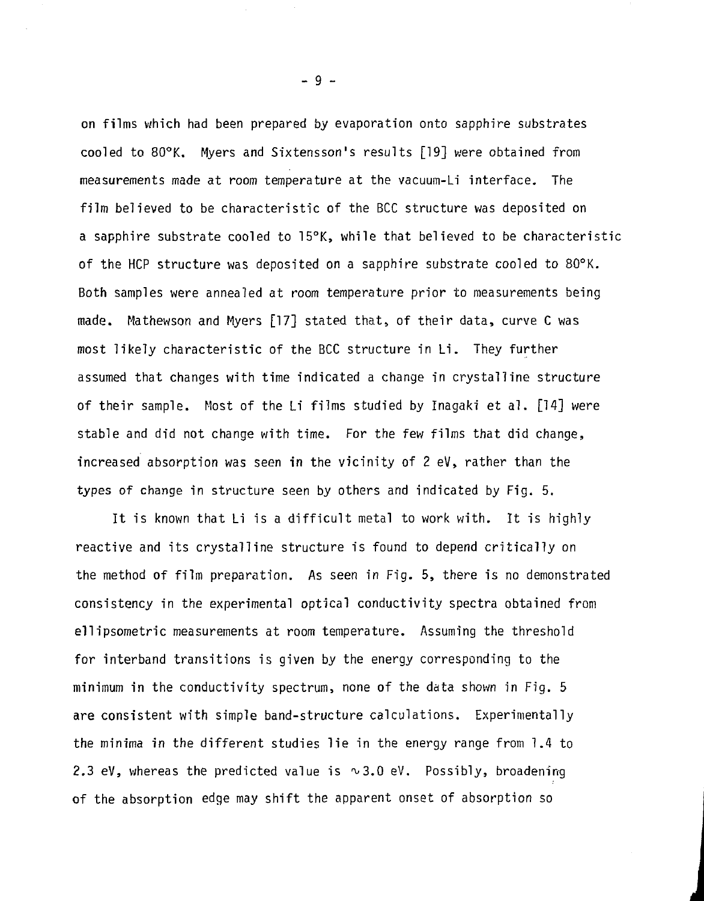on films which had been prepared by evaporation onto sapphire substrates cooled to 80°K. Myers and Sixtensson's results [19] were obtained from measurements made at room temperature at the vacuum-Li interface. The film believed to be characteristic of the BCC structure was deposited on a sapphire substrate cooled to 15°K, while that believed to be characteristic of the HCP structure was deposited on a sapphire substrate cooled to 80°K. Both samples were annealed at room temperature prior to measurements being made. Mathewson and Myers [17] stated that, of their data, curve C was most likely characteristic of the BCC structure in Li. They further assumed that changes with time indicated a change in crystalline structure of their sample. Most of the Li films studied by Inagaki et al. [14] were stable and did not change with time. For the few films that did change, increased absorption was seen in the vicinity of 2 eV, rather than the types of change in structure seen by others and indicated by Fig. 5.

It is known that Li is a difficult metal to work with. It is highly reactive and its crystalline structure is found to depend critically on the method of film preparation. As seen in Fig. 5, there is no demonstrated consistency in the experimental optical conductivity spectra obtained from ellipsometric measurements at room temperature. Assuming the threshold for interband transitions is given by the energy corresponding to the minimum in the conductivity spectrum, none of the data shown in Fig. 5 are consistent with simple band-structure calculations. Experimentally the minima in the different studies lie in the energy range from 1.4 to 2.3 eV, whereas the predicted value is $\sim$3.0 eV. Possibly, broadening of the absorption edge may shift the apparent onset of absorption so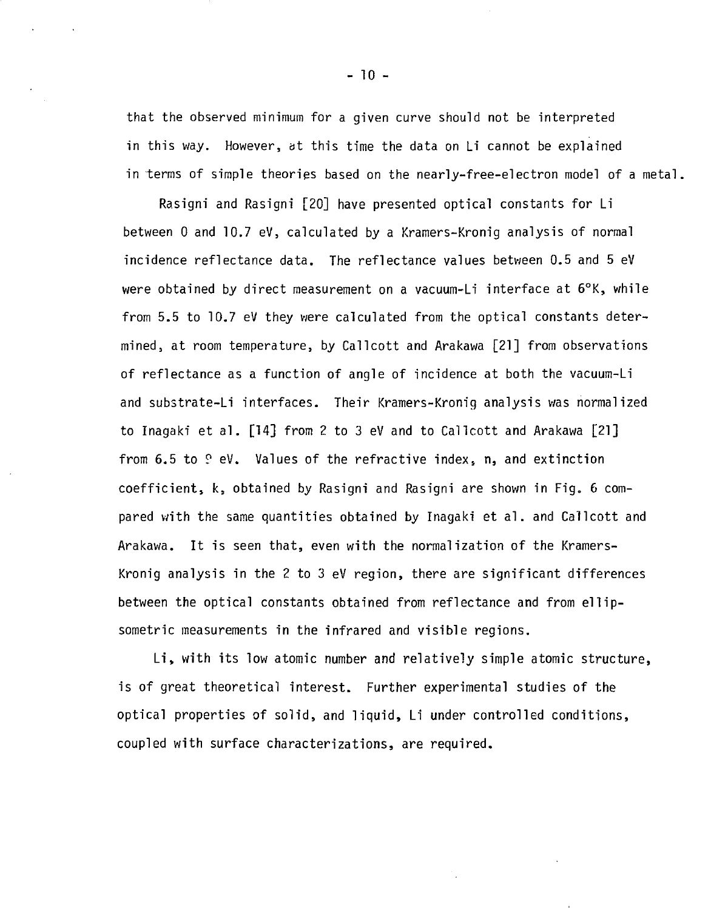that the observed minimum for a given curve should not be interpreted in this way. However, at this time the data on Li cannot be explained in terms of simple theories based on the nearly-free-electron model of a metal.

Rasigni and Rasigni [20] have presented optical constants for Li between 0 and 10.7 eV, calculated by a Kramers-Kronig analysis of normal incidence reflectance data. The reflectance values between 0.5 and 5 eV were obtained by direct measurement on a vacuum-Li interface at 6°K, while from 5.5 to 10.7 eV they were calculated from the optical constants determined, at room temperature, by Callcott and Arakawa [21] from observations of reflectance as a function of angle of incidence at both the vacuum-Li and substrate-Li interfaces. Their Kramers-Kronig analysis was normalized to Inagaki et al. [14] from 2 to 3 eV and to Callcott and Arakawa [21] from 6.5 to 9 eV. Values of the refractive index, n, and extinction coefficient, k, obtained by Rasigni and Rasigni are shown in Fig. 6 compared with the same quantities obtained by Inagaki et al. and Callcott and Arakawa. It is seen that, even with the normalization of the Kramers-Kronig analysis in the 2 to 3 eV region, there are significant differences between the optical constants obtained from reflectance and from ellipsometric measurements in the infrared and visible regions.

Li, with its low atomic number and relatively simple atomic structure, is of great theoretical interest. Further experimental studies of the optical properties of solid, and liquid, Li under controlled conditions, coupled with surface characterizations, are required.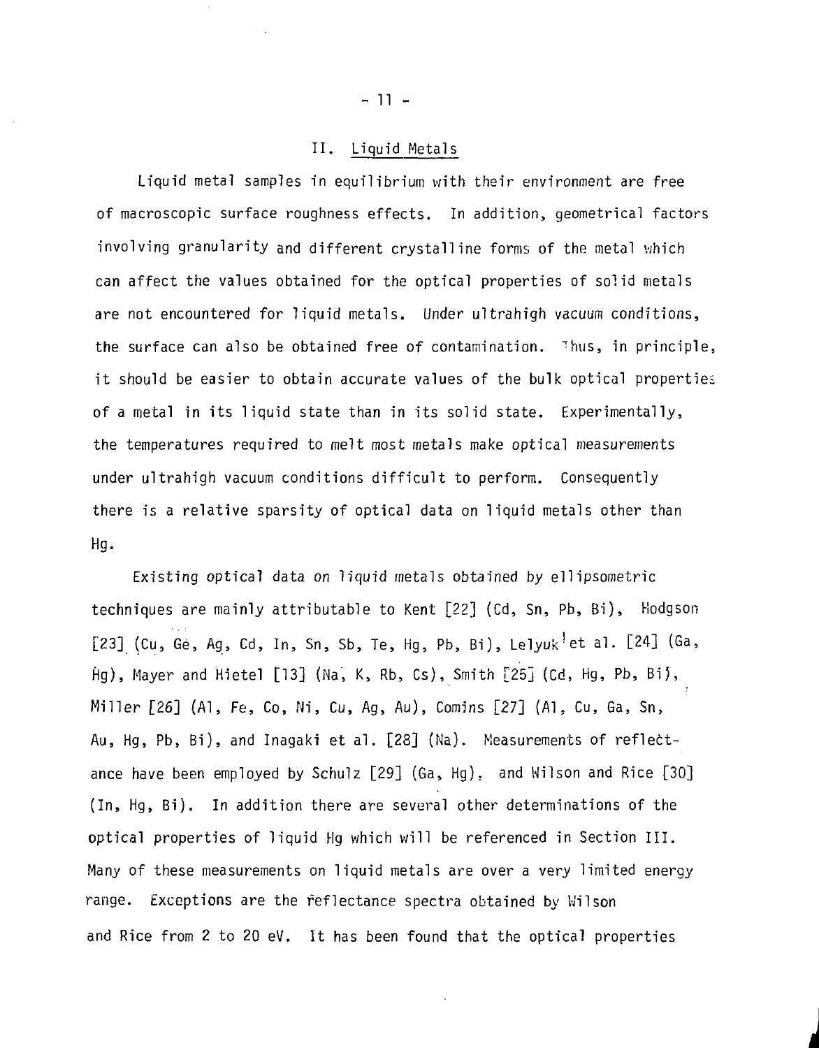## II. Liquid Metals

Liquid metal samples in equilibrium with their environment are free of macroscopic surface roughness effects. In addition, geometrical factors involving granularity and different crystalline forms of the metal which can affect the values obtained for the optical properties of solid metals are not encountered for liquid metals. Under ultrahigh vacuum conditions, the surface can also be obtained free of contamination. Thus, in principle, it should be easier to obtain accurate values of the bulk optical properties of a metal in its liquid state than in its solid state. Experimentally, the temperatures required to melt most metals make optical measurements under ultrahigh vacuum conditions difficult to perform. Consequently there is a relative sparsity of optical data on liquid metals other than Hg.

Existing optical data on liquid metals obtained by ellipsometric techniques are mainly attributable to Kent [22] (Cd, Sn, Pb, Bi), Hodgson [23] (Cu, Ge, Ag, Cd, In, Sn, Sb, Te, Hg, Pb, Bi), Lelyuk et al. [24] (Ga, Hg), Mayer and Hietel [13] (Na, K, Rb, Cs), Smith [25] (Cd, Hg, Pb, Bi), Miller [26] (Al, Fe, Co, Ni, Cu, Ag, Au), Comins [27] (Al, Cu, Ga, Sn, Au, Hg, Pb, Bi), and Inagaki et al. [28] (Na). Measurements of reflectance have been employed by Schulz [29] (Ga, Hg), and Wilson and Rice [30] (In, Hg, Bi). In addition there are several other determinations of the optical properties of liquid Hg which will be referenced in Section III. Many of these measurements on liquid metals are over a very limited energy range. Exceptions are the reflectance spectra obtained by Wilson and Rice from 2 to 20 eV. It has been found that the optical properties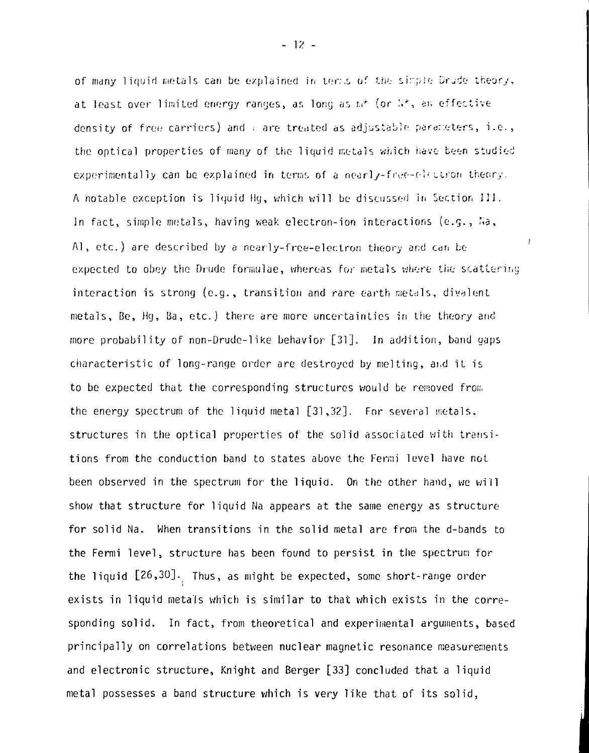of many liquid metals can be explained in terms of the simple Drude theory, at least over limited energy ranges, as long as $m^*$ (or $N^*$, an effective density of free carriers) and $\tau$ are treated as adjustable parameters, i.e., the optical properties of many of the liquid metals which have been studied experimentally can be explained in terms of a nearly-free-electron theory. A notable exception is liquid Hg, which will be discussed in Section III. In fact, simple metals, having weak electron-ion interactions (e.g., Na, Al, etc.) are described by a nearly-free-electron theory and can be expected to obey the Drude formulae, whereas for metals where the scattering interaction is strong (e.g., transition and rare earth metals, divalent metals, Be, Hg, Ba, etc.) there are more uncertainties in the theory and more probability of non-Drude-like behavior [31]. In addition, band gaps characteristic of long-range order are destroyed by melting, and it is to be expected that the corresponding structures would be removed from the energy spectrum of the liquid metal [31,32]. For several metals, structures in the optical properties of the solid associated with transitions from the conduction band to states above the Fermi level have not been observed in the spectrum for the liquid. On the other hand, we will show that structure for liquid Na appears at the same energy as structure for solid Na. When transitions in the solid metal are from the d-bands to the Fermi level, structure has been found to persist in the spectrum for the liquid [26,30]. Thus, as might be expected, some short-range order exists in liquid metals which is similar to that which exists in the corresponding solid. In fact, from theoretical and experimental arguments, based principally on correlations between nuclear magnetic resonance measurements and electronic structure, Knight and Berger [33] concluded that a liquid metal possesses a band structure which is very like that of its solid,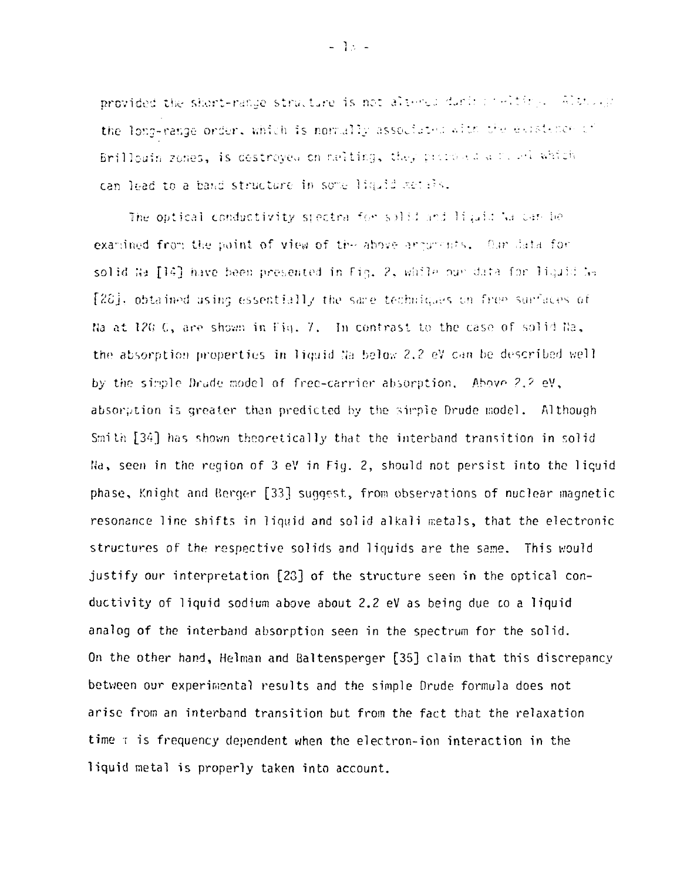provided the short-range structure is not altered during melting. Although the long-range order, which is normally associated with the existence of Brillouin zones, is destroyed on melting, they proposed a model which can lead to a band structure in some liquid metals.

The optical conductivity spectra for solid and liquid Na can be examined from the point of view of the above arguments. Our data for solid Na [14] have been presented in Fig. 2, while our data for liquid Na [28], obtained using essentially the same techniques on free surfaces of Na at 120 C, are shown in Fig. 7. In contrast to the case of solid Na, the absorption properties in liquid Na below 2.2 eV can be described well by the simple Drude model of free-carrier absorption. Above 2.2 eV, absorption is greater than predicted by the simple Drude model. Although Smith [34] has shown theoretically that the interband transition in solid Na, seen in the region of 3 eV in Fig. 2, should not persist into the liquid phase, Knight and Berger [33] suggest, from observations of nuclear magnetic resonance line shifts in liquid and solid alkali metals, that the electronic structures of the respective solids and liquids are the same. This would justify our interpretation [23] of the structure seen in the optical conductivity of liquid sodium above about 2.2 eV as being due to a liquid analog of the interband absorption seen in the spectrum for the solid. On the other hand, Helman and Baltensperger [35] claim that this discrepancy between our experimental results and the simple Drude formula does not arise from an interband transition but from the fact that the relaxation time $\tau$ is frequency dependent when the electron-ion interaction in the liquid metal is properly taken into account.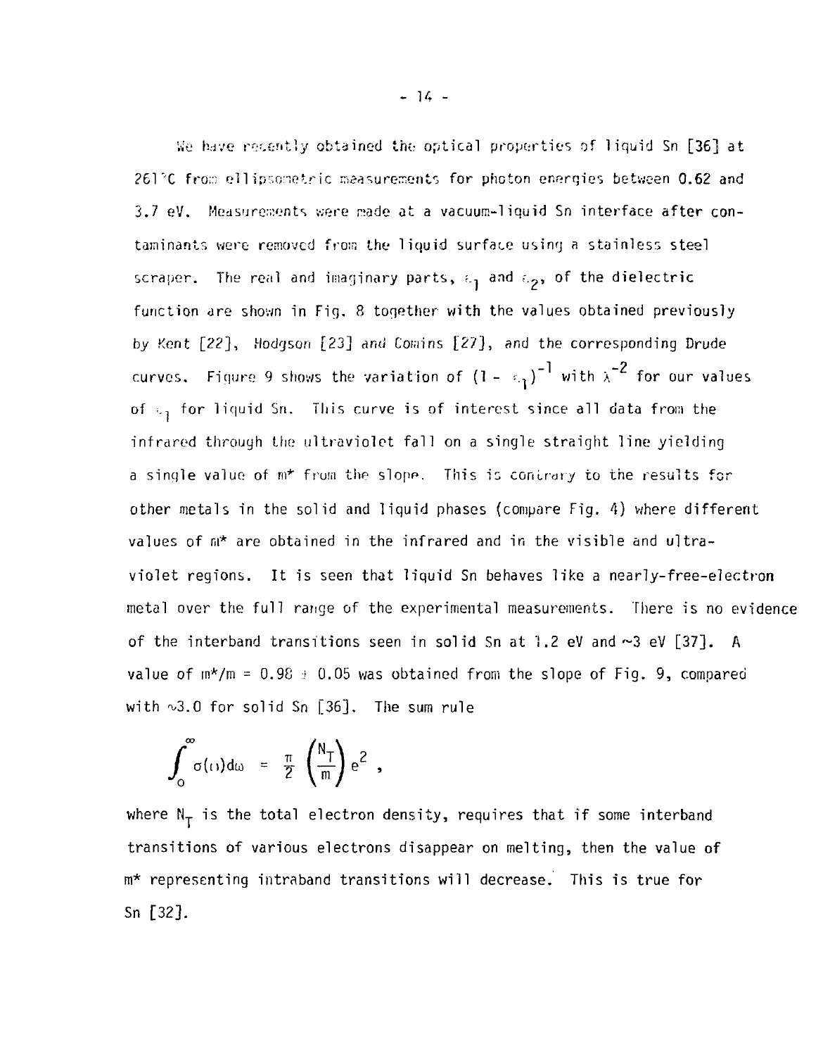We have recently obtained the optical properties of liquid Sn [36] at 261°C from ellipsometric measurements for photon energies between 0.62 and 3.7 eV. Measurements were made at a vacuum-liquid Sn interface after contaminants were removed from the liquid surface using a stainless steel scraper. The real and imaginary parts, $\varepsilon_1$ and $\varepsilon_2$, of the dielectric function are shown in Fig. 8 together with the values obtained previously by Kent [22], Hodgson [23] and Comins [27], and the corresponding Drude curves. Figure 9 shows the variation of $(1 - \varepsilon_1)^{-1}$ with $\lambda^{-2}$ for our values of $\varepsilon_1$ for liquid Sn. This curve is of interest since all data from the infrared through the ultraviolet fall on a single straight line yielding a single value of $m^*$ from the slope. This is contrary to the results for other metals in the solid and liquid phases (compare Fig. 4) where different values of $m^*$ are obtained in the infrared and in the visible and ultraviolet regions. It is seen that liquid Sn behaves like a nearly-free-electron metal over the full range of the experimental measurements. There is no evidence of the interband transitions seen in solid Sn at 1.2 eV and ~3 eV [37]. A value of $m^*/m = 0.98 \pm 0.05$ was obtained from the slope of Fig. 9, compared with ~3.0 for solid Sn [36]. The sum rule

$$\int_0^\infty \sigma(\omega)d\omega = \frac{\pi}{2}\left(\frac{N_T}{m}\right)e^2 ,$$

where $N_T$ is the total electron density, requires that if some interband transitions of various electrons disappear on melting, then the value of $m^*$ representing intraband transitions will decrease. This is true for Sn [32].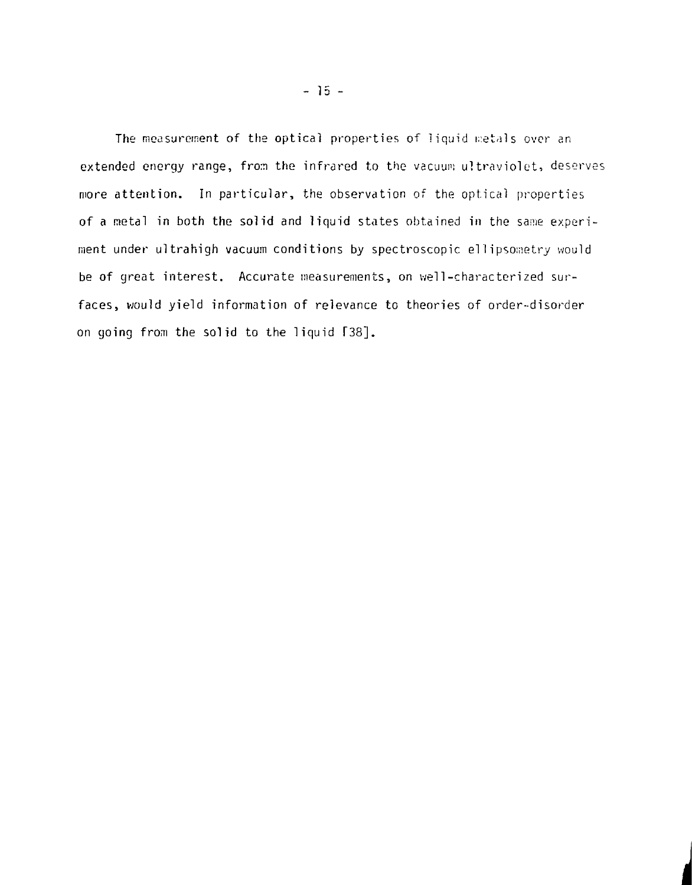The measurement of the optical properties of liquid metals over an extended energy range, from the infrared to the vacuum ultraviolet, deserves more attention. In particular, the observation of the optical properties of a metal in both the solid and liquid states obtained in the same experiment under ultrahigh vacuum conditions by spectroscopic ellipsometry would be of great interest. Accurate measurements, on well-characterized surfaces, would yield information of relevance to theories of order-disorder on going from the solid to the liquid [38].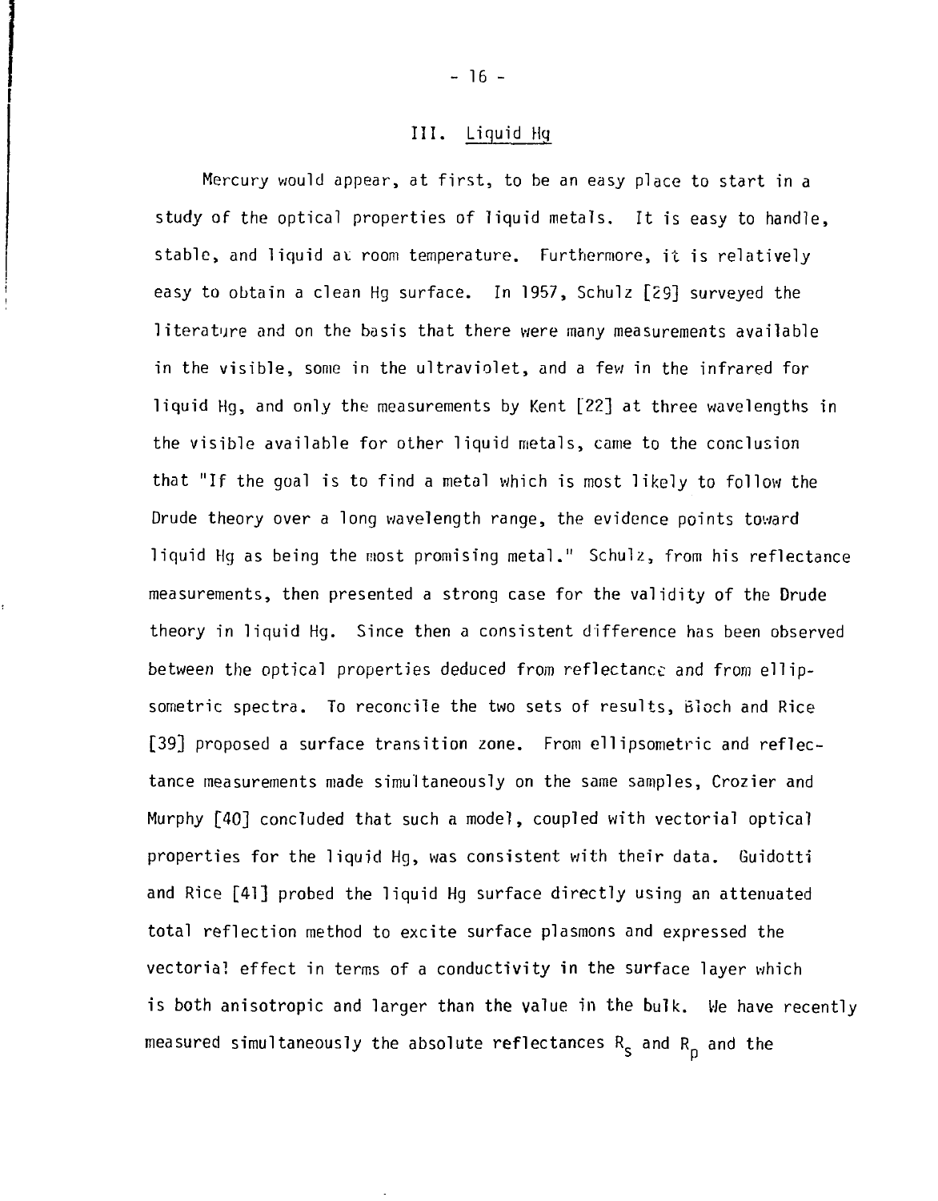## III. Liquid Hg

Mercury would appear, at first, to be an easy place to start in a study of the optical properties of liquid metals. It is easy to handle, stable, and liquid at room temperature. Furthermore, it is relatively easy to obtain a clean Hg surface. In 1957, Schulz [29] surveyed the literature and on the basis that there were many measurements available in the visible, some in the ultraviolet, and a few in the infrared for liquid Hg, and only the measurements by Kent [22] at three wavelengths in the visible available for other liquid metals, came to the conclusion that "If the goal is to find a metal which is most likely to follow the Drude theory over a long wavelength range, the evidence points toward liquid Hg as being the most promising metal." Schulz, from his reflectance measurements, then presented a strong case for the validity of the Drude theory in liquid Hg. Since then a consistent difference has been observed between the optical properties deduced from reflectance and from ellipsometric spectra. To reconcile the two sets of results, Bloch and Rice [39] proposed a surface transition zone. From ellipsometric and reflectance measurements made simultaneously on the same samples, Crozier and Murphy [40] concluded that such a model, coupled with vectorial optical properties for the liquid Hg, was consistent with their data. Guidotti and Rice [41] probed the liquid Hg surface directly using an attenuated total reflection method to excite surface plasmons and expressed the vectorial effect in terms of a conductivity in the surface layer which is both anisotropic and larger than the value in the bulk. We have recently measured simultaneously the absolute reflectances $R_s$ and $R_p$ and the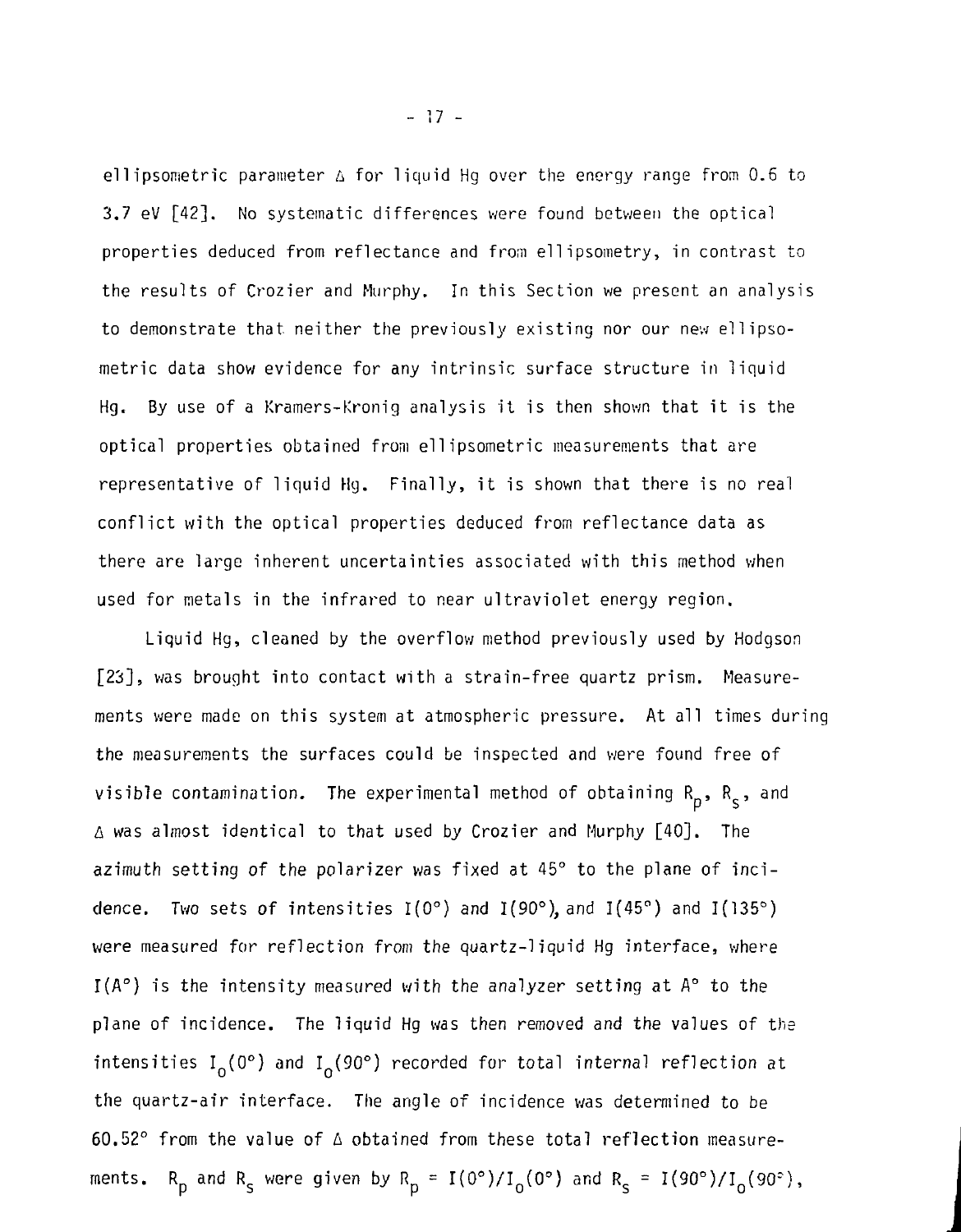ellipsometric parameter $\Delta$ for liquid Hg over the energy range from 0.6 to 3.7 eV [42]. No systematic differences were found between the optical properties deduced from reflectance and from ellipsometry, in contrast to the results of Crozier and Murphy. In this Section we present an analysis to demonstrate that neither the previously existing nor our new ellipsometric data show evidence for any intrinsic surface structure in liquid Hg. By use of a Kramers-Kronig analysis it is then shown that it is the optical properties obtained from ellipsometric measurements that are representative of liquid Hg. Finally, it is shown that there is no real conflict with the optical properties deduced from reflectance data as there are large inherent uncertainties associated with this method when used for metals in the infrared to near ultraviolet energy region.

Liquid Hg, cleaned by the overflow method previously used by Hodgson [23], was brought into contact with a strain-free quartz prism. Measurements were made on this system at atmospheric pressure. At all times during the measurements the surfaces could be inspected and were found free of visible contamination. The experimental method of obtaining $R_p$, $R_s$, and $\Delta$ was almost identical to that used by Crozier and Murphy [40]. The azimuth setting of the polarizer was fixed at 45° to the plane of incidence. Two sets of intensities $I(0°)$ and $I(90°)$, and $I(45°)$ and $I(135°)$ were measured for reflection from the quartz-liquid Hg interface, where $I(A°)$ is the intensity measured with the analyzer setting at $A°$ to the plane of incidence. The liquid Hg was then removed and the values of the intensities $I_0(0°)$ and $I_0(90°)$ recorded for total internal reflection at the quartz-air interface. The angle of incidence was determined to be 60.52° from the value of $\Delta$ obtained from these total reflection measurements. $R_p$ and $R_s$ were given by $R_p = I(0°)/I_0(0°)$ and $R_s = I(90°)/I_0(90°)$,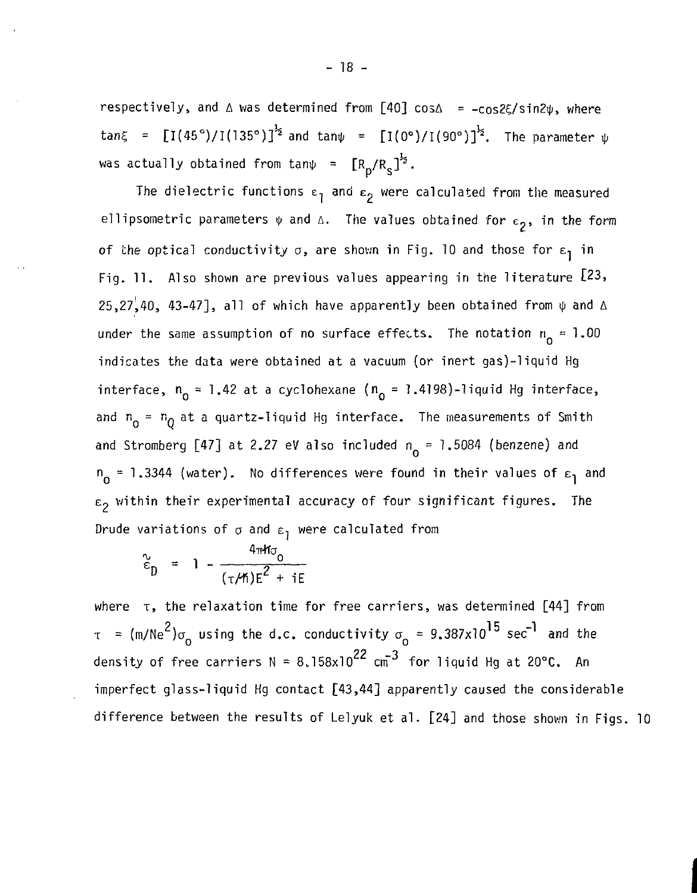respectively, and $\Delta$ was determined from [40] $\cos\Delta = -\cos 2\xi/\sin 2\psi$, where $\tan\xi = [I(45°)/I(135°)]^{\frac{1}{2}}$ and $\tan\psi = [I(0°)/I(90°)]^{\frac{1}{2}}$. The parameter $\psi$ was actually obtained from $\tan\psi = [R_p/R_s]^{\frac{1}{2}}$.

The dielectric functions $\varepsilon_1$ and $\varepsilon_2$ were calculated from the measured ellipsometric parameters $\psi$ and $\Delta$. The values obtained for $\varepsilon_2$, in the form of the optical conductivity $\sigma$, are shown in Fig. 10 and those for $\varepsilon_1$ in Fig. 11. Also shown are previous values appearing in the literature [23, 25,27,40, 43-47], all of which have apparently been obtained from $\psi$ and $\Delta$ under the same assumption of no surface effects. The notation $n_0 = 1.00$ indicates the data were obtained at a vacuum (or inert gas)-liquid Hg interface, $n_0 = 1.42$ at a cyclohexane ($n_0 = 1.4198$)-liquid Hg interface, and $n_0 = n_Q$ at a quartz-liquid Hg interface. The measurements of Smith and Stromberg [47] at 2.27 eV also included $n_0 = 1.5084$ (benzene) and $n_0 = 1.3344$ (water). No differences were found in their values of $\varepsilon_1$ and $\varepsilon_2$ within their experimental accuracy of four significant figures. The Drude variations of $\sigma$ and $\varepsilon_1$ were calculated from

$$\tilde{\varepsilon}_D = 1 - \frac{4\pi\hbar\sigma_0}{(\tau/\hbar)E^2 + iE}$$

where $\tau$, the relaxation time for free carriers, was determined [44] from $\tau = (m/Ne^2)\sigma_0$ using the d.c. conductivity $\sigma_0 = 9.387\times10^{15}$ sec$^{-1}$ and the density of free carriers $N = 8.158\times10^{22}$ cm$^{-3}$ for liquid Hg at 20°C. An imperfect glass-liquid Hg contact [43,44] apparently caused the considerable difference between the results of Lelyuk et al. [24] and those shown in Figs. 10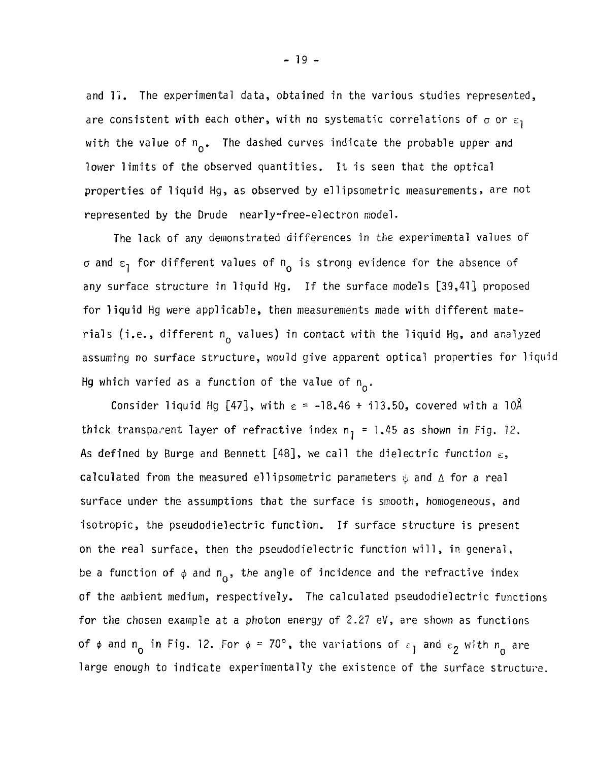and 11. The experimental data, obtained in the various studies represented, are consistent with each other, with no systematic correlations of $\sigma$ or $\varepsilon_1$ with the value of $n_0$. The dashed curves indicate the probable upper and lower limits of the observed quantities. It is seen that the optical properties of liquid Hg, as observed by ellipsometric measurements, are not represented by the Drude nearly-free-electron model.

The lack of any demonstrated differences in the experimental values of $\sigma$ and $\varepsilon_1$ for different values of $n_0$ is strong evidence for the absence of any surface structure in liquid Hg. If the surface models [39,41] proposed for liquid Hg were applicable, then measurements made with different materials (i.e., different $n_0$ values) in contact with the liquid Hg, and analyzed assuming no surface structure, would give apparent optical properties for liquid Hg which varied as a function of the value of $n_0$.

Consider liquid Hg [47], with $\varepsilon = -18.46 + i13.50$, covered with a 10Å thick transparent layer of refractive index $n_1 = 1.45$ as shown in Fig. 12. As defined by Burge and Bennett [48], we call the dielectric function $\varepsilon$, calculated from the measured ellipsometric parameters $\psi$ and $\Delta$ for a real surface under the assumptions that the surface is smooth, homogeneous, and isotropic, the pseudodielectric function. If surface structure is present on the real surface, then the pseudodielectric function will, in general, be a function of $\phi$ and $n_0$, the angle of incidence and the refractive index of the ambient medium, respectively. The calculated pseudodielectric functions for the chosen example at a photon energy of 2.27 eV, are shown as functions of $\phi$ and $n_0$ in Fig. 12. For $\phi = 70°$, the variations of $\varepsilon_1$ and $\varepsilon_2$ with $n_0$ are large enough to indicate experimentally the existence of the surface structure.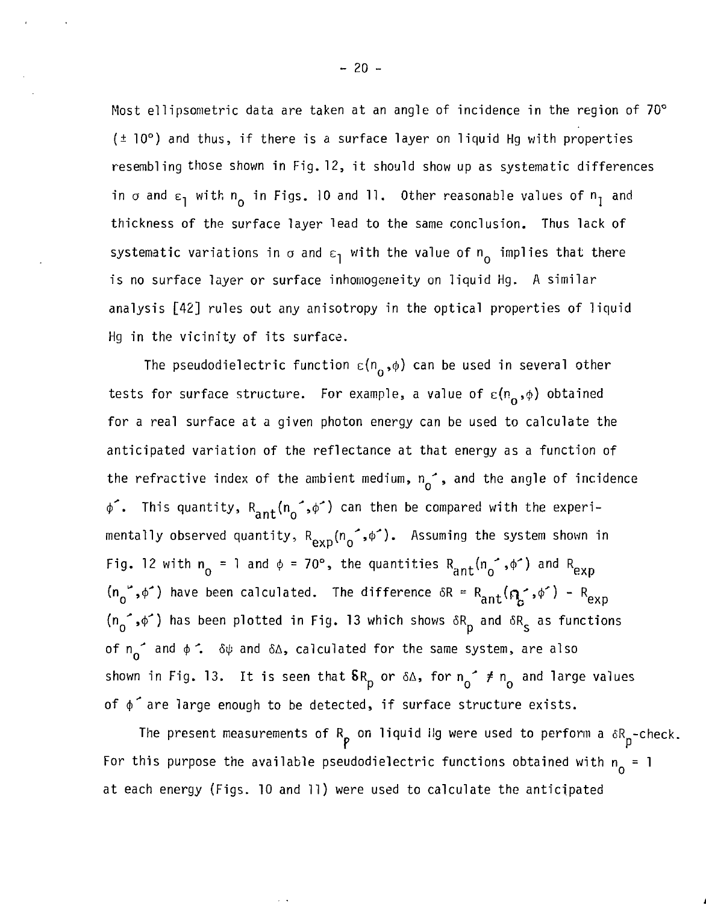Most ellipsometric data are taken at an angle of incidence in the region of 70° (± 10°) and thus, if there is a surface layer on liquid Hg with properties resembling those shown in Fig. 12, it should show up as systematic differences in $\sigma$ and $\varepsilon_1$ with $n_0$ in Figs. 10 and 11. Other reasonable values of $n_1$ and thickness of the surface layer lead to the same conclusion. Thus lack of systematic variations in $\sigma$ and $\varepsilon_1$ with the value of $n_0$ implies that there is no surface layer or surface inhomogeneity on liquid Hg. A similar analysis [42] rules out any anisotropy in the optical properties of liquid Hg in the vicinity of its surface.

The pseudodielectric function $\varepsilon(n_0,\phi)$ can be used in several other tests for surface structure. For example, a value of $\varepsilon(n_0,\phi)$ obtained for a real surface at a given photon energy can be used to calculate the anticipated variation of the reflectance at that energy as a function of the refractive index of the ambient medium, $n_0'$, and the angle of incidence $\phi'$. This quantity, $R_{ant}(n_0',\phi')$ can then be compared with the experimentally observed quantity, $R_{exp}(n_0',\phi')$. Assuming the system shown in Fig. 12 with $n_0 = 1$ and $\phi = 70°$, the quantities $R_{ant}(n_0',\phi')$ and $R_{exp}(n_0',\phi')$ have been calculated. The difference $\delta R = R_{ant}(n_0',\phi') - R_{exp}(n_0',\phi')$ has been plotted in Fig. 13 which shows $\delta R_p$ and $\delta R_s$ as functions of $n_0'$ and $\phi'$. $\delta\psi$ and $\delta\Delta$, calculated for the same system, are also shown in Fig. 13. It is seen that $\delta R_p$ or $\delta\Delta$, for $n_0' \neq n_0$ and large values of $\phi'$ are large enough to be detected, if surface structure exists.

The present measurements of $R_p$ on liquid Hg were used to perform a $\delta R_p$-check. For this purpose the available pseudodielectric functions obtained with $n_0 = 1$ at each energy (Figs. 10 and 11) were used to calculate the anticipated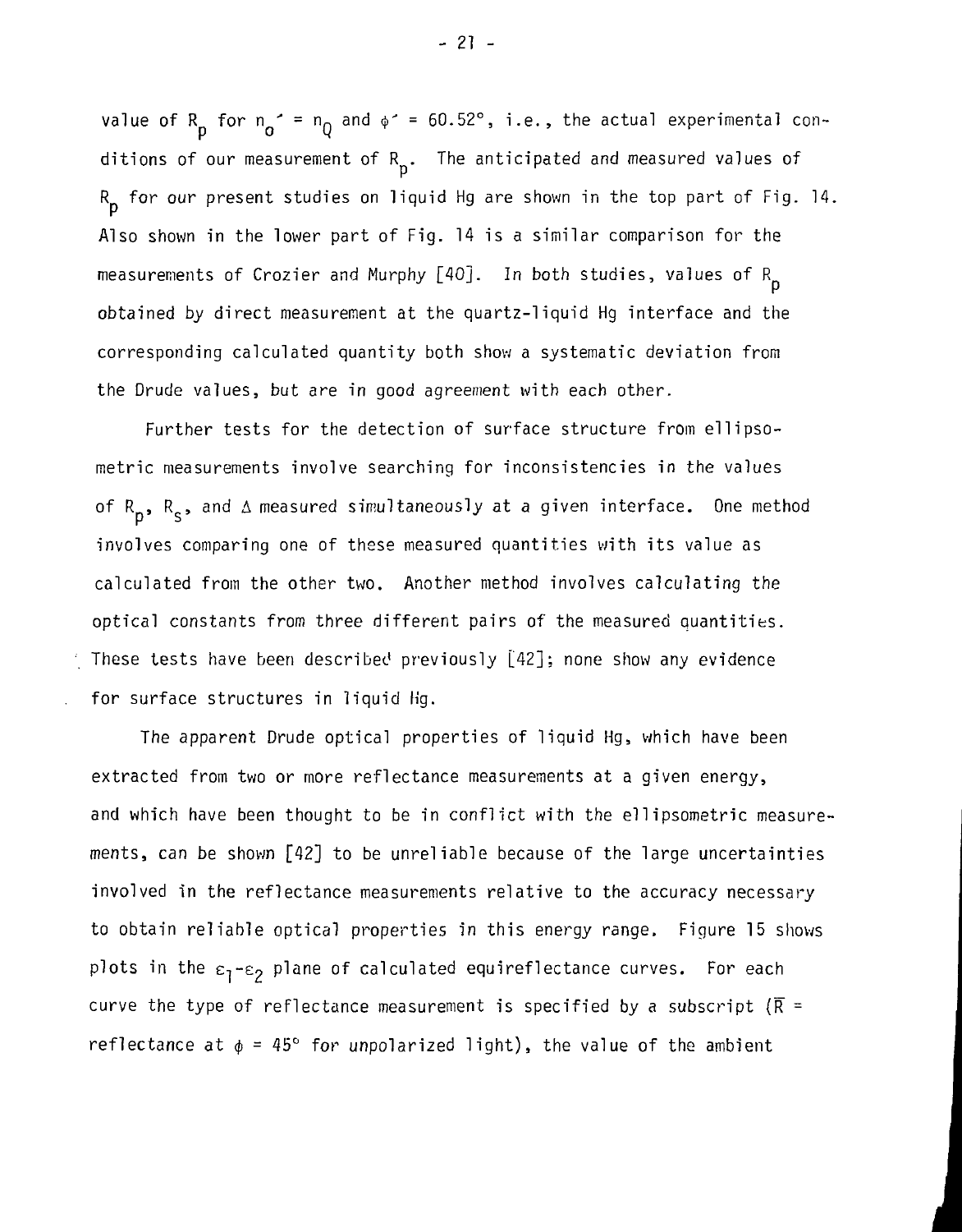value of $R_p$ for $n_o' = n_Q$ and $\phi' = 60.52°$, i.e., the actual experimental conditions of our measurement of $R_p$. The anticipated and measured values of $R_p$ for our present studies on liquid Hg are shown in the top part of Fig. 14. Also shown in the lower part of Fig. 14 is a similar comparison for the measurements of Crozier and Murphy [40]. In both studies, values of $R_p$ obtained by direct measurement at the quartz-liquid Hg interface and the corresponding calculated quantity both show a systematic deviation from the Drude values, but are in good agreement with each other.

Further tests for the detection of surface structure from ellipsometric measurements involve searching for inconsistencies in the values of $R_p$, $R_s$, and $\Delta$ measured simultaneously at a given interface. One method involves comparing one of these measured quantities with its value as calculated from the other two. Another method involves calculating the optical constants from three different pairs of the measured quantities. These tests have been described previously [42]; none show any evidence for surface structures in liquid Hg.

The apparent Drude optical properties of liquid Hg, which have been extracted from two or more reflectance measurements at a given energy, and which have been thought to be in conflict with the ellipsometric measurements, can be shown [42] to be unreliable because of the large uncertainties involved in the reflectance measurements relative to the accuracy necessary to obtain reliable optical properties in this energy range. Figure 15 shows plots in the $\varepsilon_1$-$\varepsilon_2$ plane of calculated equireflectance curves. For each curve the type of reflectance measurement is specified by a subscript ($\bar{R}$ = reflectance at $\phi = 45°$ for unpolarized light), the value of the ambient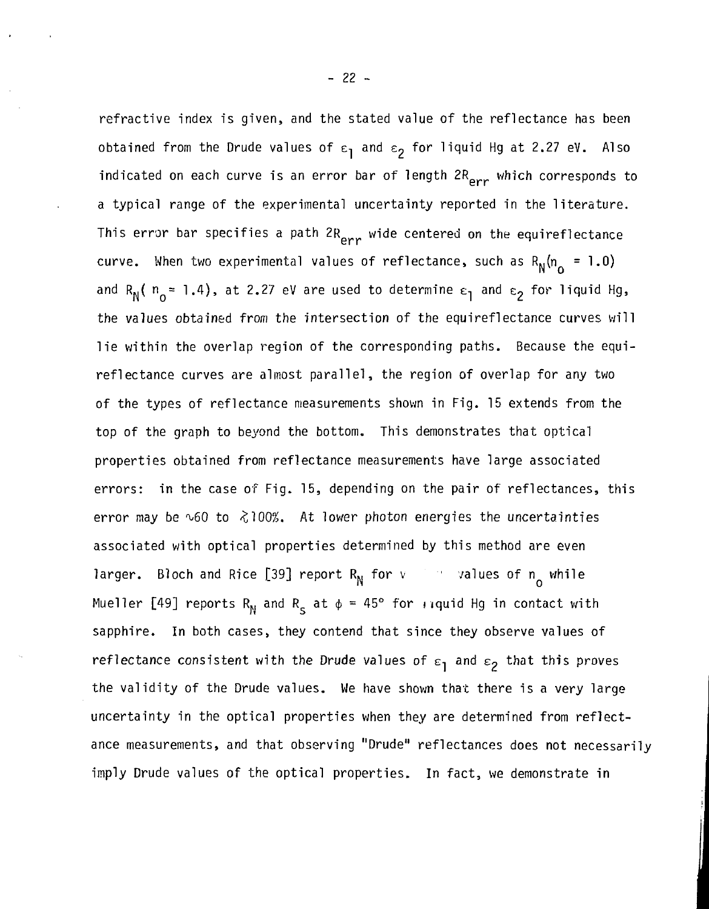refractive index is given, and the stated value of the reflectance has been obtained from the Drude values of $\varepsilon_1$ and $\varepsilon_2$ for liquid Hg at 2.27 eV. Also indicated on each curve is an error bar of length $2R_{err}$ which corresponds to a typical range of the experimental uncertainty reported in the literature. This error bar specifies a path $2R_{err}$ wide centered on the equireflectance curve. When two experimental values of reflectance, such as $R_N(n_o = 1.0)$ and $R_N(n_o = 1.4)$, at 2.27 eV are used to determine $\varepsilon_1$ and $\varepsilon_2$ for liquid Hg, the values obtained from the intersection of the equireflectance curves will lie within the overlap region of the corresponding paths. Because the equireflectance curves are almost parallel, the region of overlap for any two of the types of reflectance measurements shown in Fig. 15 extends from the top of the graph to beyond the bottom. This demonstrates that optical properties obtained from reflectance measurements have large associated errors: in the case of Fig. 15, depending on the pair of reflectances, this error may be $\sim$60 to $\gtrsim$100%. At lower photon energies the uncertainties associated with optical properties determined by this method are even larger. Bloch and Rice [39] report $R_N$ for v values of $n_o$ while Mueller [49] reports $R_N$ and $R_s$ at $\phi = 45°$ for liquid Hg in contact with sapphire. In both cases, they contend that since they observe values of reflectance consistent with the Drude values of $\varepsilon_1$ and $\varepsilon_2$ that this proves the validity of the Drude values. We have shown that there is a very large uncertainty in the optical properties when they are determined from reflectance measurements, and that observing "Drude" reflectances does not necessarily imply Drude values of the optical properties. In fact, we demonstrate in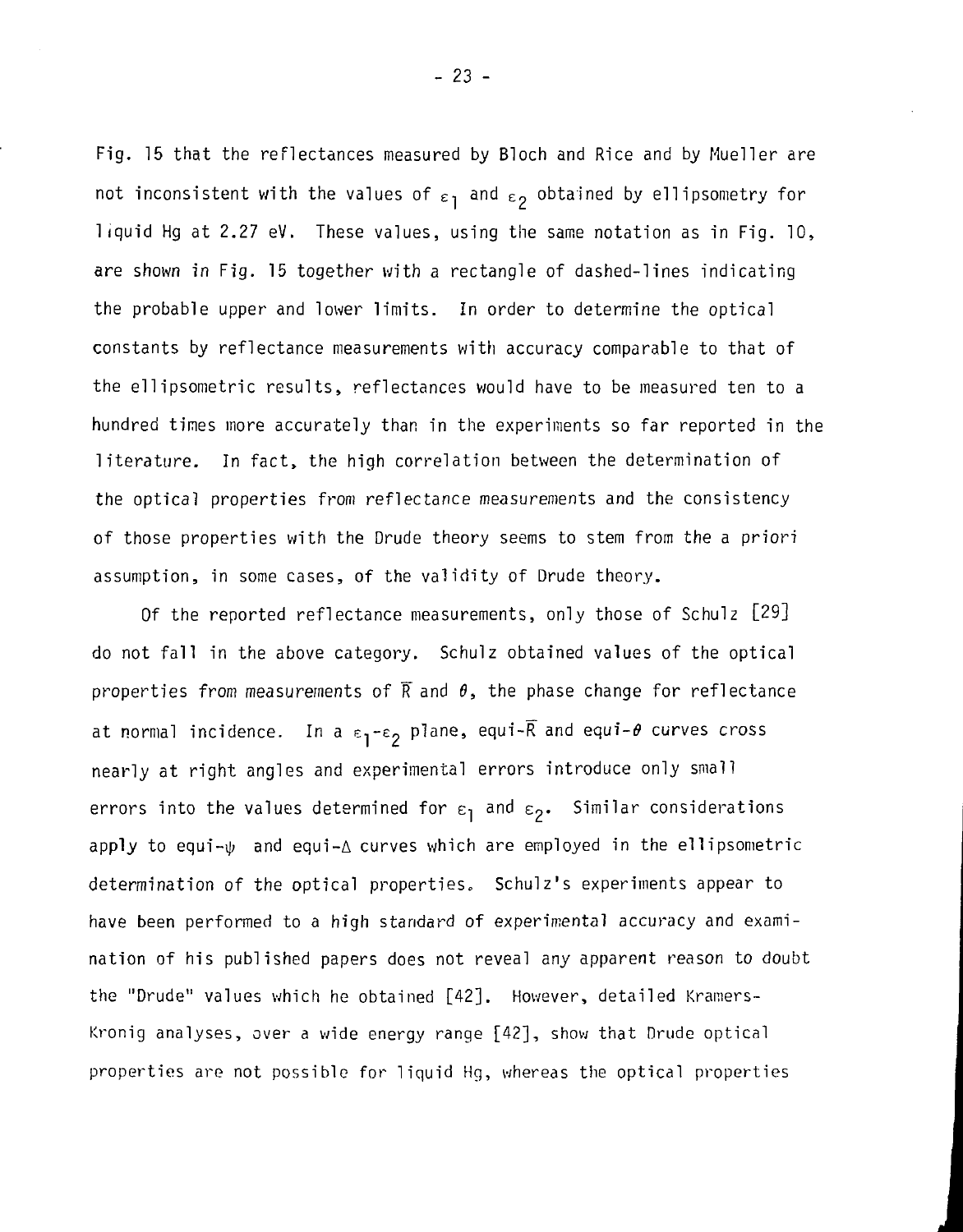Fig. 15 that the reflectances measured by Bloch and Rice and by Mueller are not inconsistent with the values of $\varepsilon_1$ and $\varepsilon_2$ obtained by ellipsometry for liquid Hg at 2.27 eV. These values, using the same notation as in Fig. 10, are shown in Fig. 15 together with a rectangle of dashed-lines indicating the probable upper and lower limits. In order to determine the optical constants by reflectance measurements with accuracy comparable to that of the ellipsometric results, reflectances would have to be measured ten to a hundred times more accurately than in the experiments so far reported in the literature. In fact, the high correlation between the determination of the optical properties from reflectance measurements and the consistency of those properties with the Drude theory seems to stem from the a *priori* assumption, in some cases, of the validity of Drude theory.

Of the reported reflectance measurements, only those of Schulz [29] do not fall in the above category. Schulz obtained values of the optical properties from measurements of $\bar{R}$ and $\theta$, the phase change for reflectance at normal incidence. In a $\varepsilon_1$-$\varepsilon_2$ plane, equi-$\bar{R}$ and equi-$\theta$ curves cross nearly at right angles and experimental errors introduce only small errors into the values determined for $\varepsilon_1$ and $\varepsilon_2$. Similar considerations apply to equi-$\psi$ and equi-$\Delta$ curves which are employed in the ellipsometric determination of the optical properties. Schulz's experiments appear to have been performed to a high standard of experimental accuracy and examination of his published papers does not reveal any apparent reason to doubt the "Drude" values which he obtained [42]. However, detailed Kramers-Kronig analyses, over a wide energy range [42], show that Drude optical properties are not possible for liquid Hg, whereas the optical properties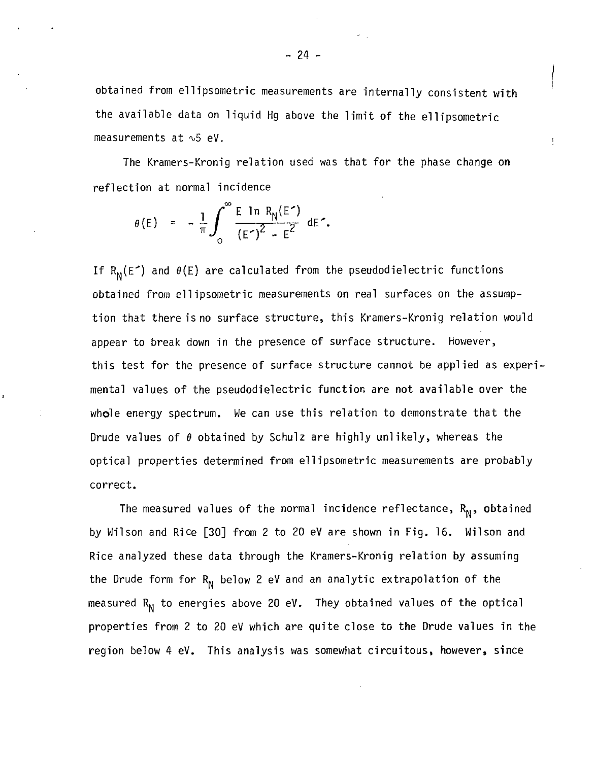obtained from ellipsometric measurements are internally consistent with the available data on liquid Hg above the limit of the ellipsometric measurements at $\sim$5 eV.

The Kramers-Kronig relation used was that for the phase change on reflection at normal incidence

$$\theta(E) = -\frac{1}{\pi}\int_0^\infty \frac{E \ln R_N(E')}{(E')^2 - E^2}\, dE'.$$

If $R_N(E')$ and $\theta(E)$ are calculated from the pseudodielectric functions obtained from ellipsometric measurements on real surfaces on the assumption that there is no surface structure, this Kramers-Kronig relation would appear to break down in the presence of surface structure. However, this test for the presence of surface structure cannot be applied as experimental values of the pseudodielectric function are not available over the whole energy spectrum. We can use this relation to demonstrate that the Drude values of $\theta$ obtained by Schulz are highly unlikely, whereas the optical properties determined from ellipsometric measurements are probably correct.

The measured values of the normal incidence reflectance, $R_N$, obtained by Wilson and Rice [30] from 2 to 20 eV are shown in Fig. 16. Wilson and Rice analyzed these data through the Kramers-Kronig relation by assuming the Drude form for $R_N$ below 2 eV and an analytic extrapolation of the measured $R_N$ to energies above 20 eV. They obtained values of the optical properties from 2 to 20 eV which are quite close to the Drude values in the region below 4 eV. This analysis was somewhat circuitous, however, since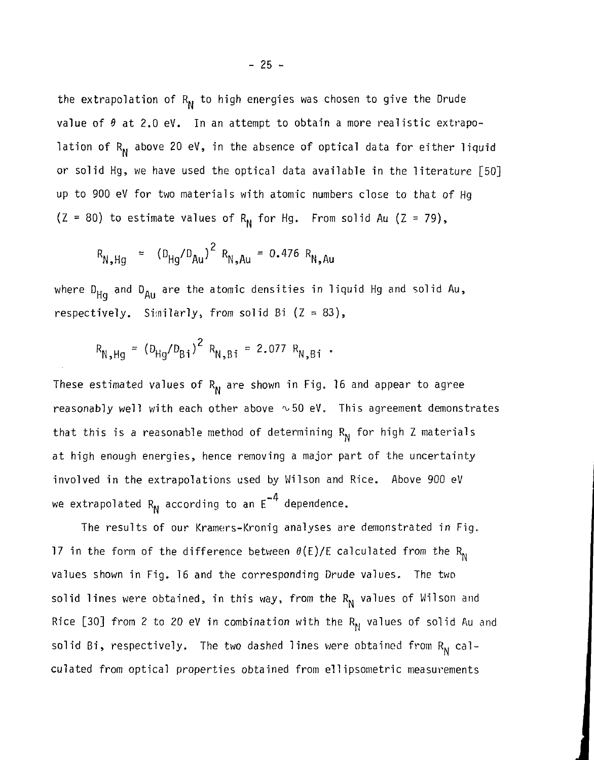the extrapolation of $R_N$ to high energies was chosen to give the Drude value of $\theta$ at 2.0 eV. In an attempt to obtain a more realistic extrapolation of $R_N$ above 20 eV, in the absence of optical data for either liquid or solid Hg, we have used the optical data available in the literature [50] up to 900 eV for two materials with atomic numbers close to that of Hg ($Z = 80$) to estimate values of $R_N$ for Hg. From solid Au ($Z = 79$),

$$R_{N,Hg} = (D_{Hg}/D_{Au})^2 \, R_{N,Au} = 0.476 \, R_{N,Au}$$

where $D_{Hg}$ and $D_{Au}$ are the atomic densities in liquid Hg and solid Au, respectively. Similarly, from solid Bi ($Z = 83$),

$$R_{N,Hg} = (D_{Hg}/D_{Bi})^2 \, R_{N,Bi} = 2.077 \, R_{N,Bi} \; .$$

These estimated values of $R_N$ are shown in Fig. 16 and appear to agree reasonably well with each other above $\sim 50$ eV. This agreement demonstrates that this is a reasonable method of determining $R_N$ for high Z materials at high enough energies, hence removing a major part of the uncertainty involved in the extrapolations used by Wilson and Rice. Above 900 eV we extrapolated $R_N$ according to an $E^{-4}$ dependence.

The results of our Kramers-Kronig analyses are demonstrated in Fig. 17 in the form of the difference between $\theta(E)/E$ calculated from the $R_N$ values shown in Fig. 16 and the corresponding Drude values. The two solid lines were obtained, in this way, from the $R_N$ values of Wilson and Rice [30] from 2 to 20 eV in combination with the $R_N$ values of solid Au and solid Bi, respectively. The two dashed lines were obtained from $R_N$ calculated from optical properties obtained from ellipsometric measurements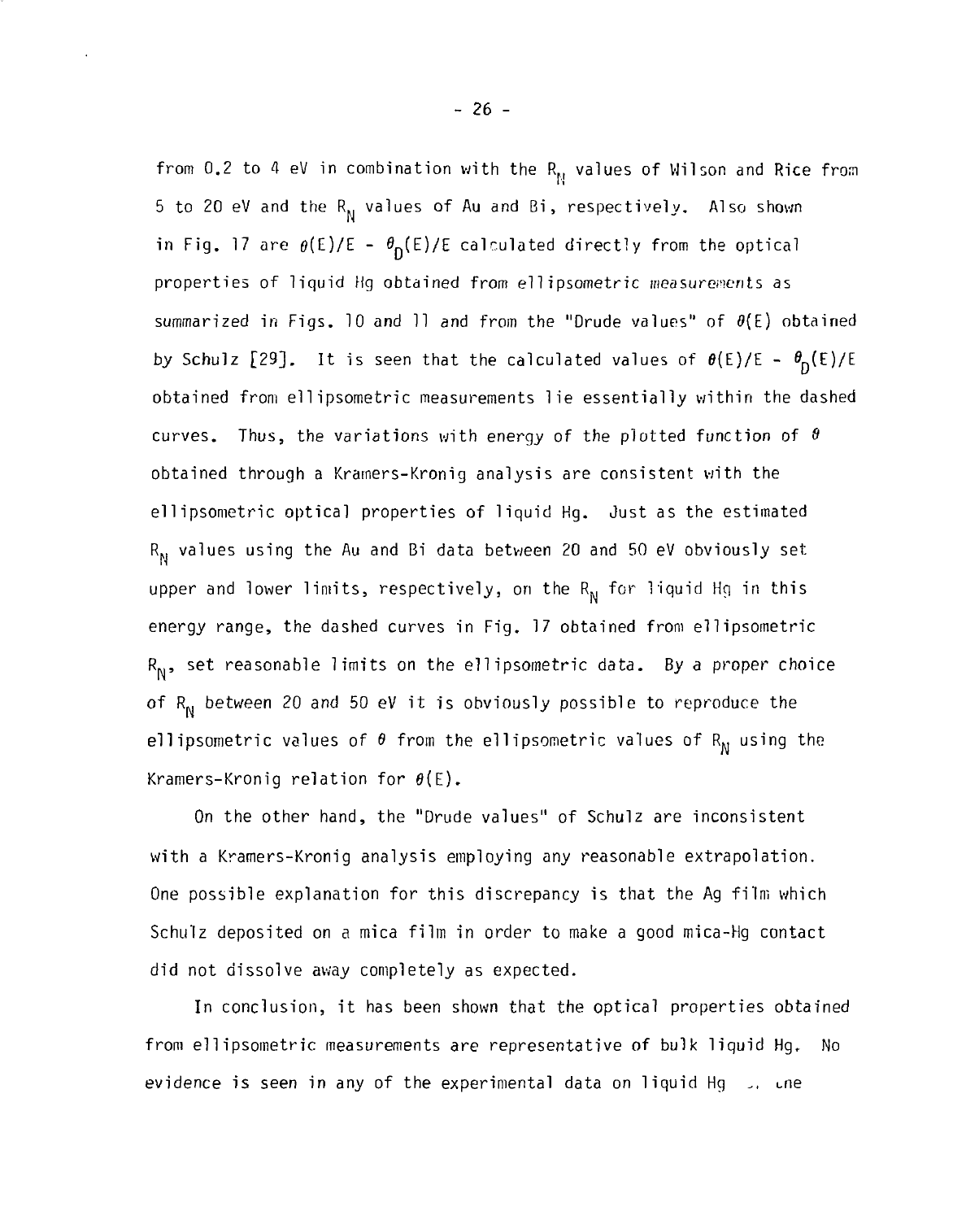from 0.2 to 4 eV in combination with the $R_N$ values of Wilson and Rice from 5 to 20 eV and the $R_N$ values of Au and Bi, respectively. Also shown in Fig. 17 are $\theta(E)/E - \theta_D(E)/E$ calculated directly from the optical properties of liquid Hg obtained from ellipsometric measurements as summarized in Figs. 10 and 11 and from the "Drude values" of $\theta(E)$ obtained by Schulz [29]. It is seen that the calculated values of $\theta(E)/E - \theta_D(E)/E$ obtained from ellipsometric measurements lie essentially within the dashed curves. Thus, the variations with energy of the plotted function of $\theta$ obtained through a Kramers-Kronig analysis are consistent with the ellipsometric optical properties of liquid Hg. Just as the estimated $R_N$ values using the Au and Bi data between 20 and 50 eV obviously set upper and lower limits, respectively, on the $R_N$ for liquid Hg in this energy range, the dashed curves in Fig. 17 obtained from ellipsometric $R_N$, set reasonable limits on the ellipsometric data. By a proper choice of $R_N$ between 20 and 50 eV it is obviously possible to reproduce the ellipsometric values of $\theta$ from the ellipsometric values of $R_N$ using the Kramers-Kronig relation for $\theta(E)$.

On the other hand, the "Drude values" of Schulz are inconsistent with a Kramers-Kronig analysis employing any reasonable extrapolation. One possible explanation for this discrepancy is that the Ag film which Schulz deposited on a mica film in order to make a good mica-Hg contact did not dissolve away completely as expected.

In conclusion, it has been shown that the optical properties obtained from ellipsometric measurements are representative of bulk liquid Hg. No evidence is seen in any of the experimental data on liquid Hg ., une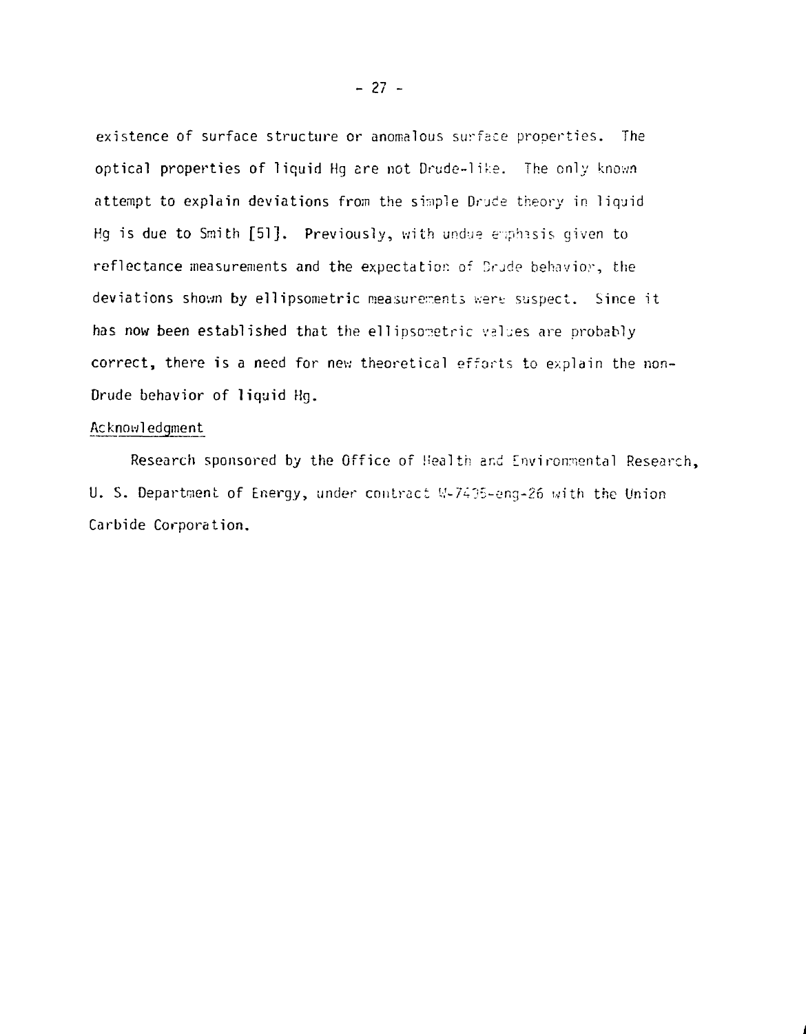existence of surface structure or anomalous surface properties. The optical properties of liquid Hg are not Drude-like. The only known attempt to explain deviations from the simple Drude theory in liquid Hg is due to Smith [51]. Previously, with undue emphasis given to reflectance measurements and the expectation of Drude behavior, the deviations shown by ellipsometric measurements were suspect. Since it has now been established that the ellipsometric values are probably correct, there is a need for new theoretical efforts to explain the non-Drude behavior of liquid Hg.

## Acknowledgment

Research sponsored by the Office of Health and Environmental Research, U. S. Department of Energy, under contract W-7405-eng-26 with the Union Carbide Corporation.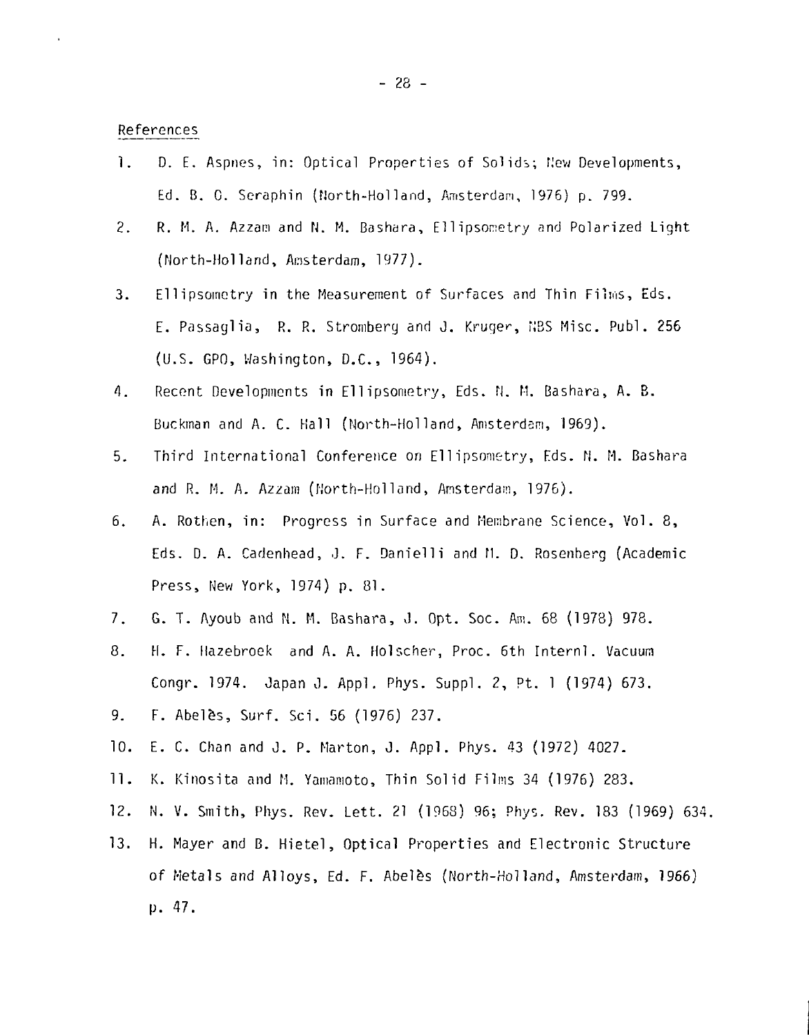References

1. D. E. Aspnes, in: Optical Properties of Solids; New Developments, Ed. B. O. Seraphin (North-Holland, Amsterdam, 1976) p. 799.
2. R. M. A. Azzam and N. M. Bashara, Ellipsometry and Polarized Light (North-Holland, Amsterdam, 1977).
3. Ellipsometry in the Measurement of Surfaces and Thin Films, Eds. E. Passaglia, R. R. Stromberg and J. Kruger, NBS Misc. Publ. 256 (U.S. GPO, Washington, D.C., 1964).
4. Recent Developments in Ellipsometry, Eds. N. M. Bashara, A. B. Buckman and A. C. Hall (North-Holland, Amsterdam, 1969).
5. Third International Conference on Ellipsometry, Eds. N. M. Bashara and R. M. A. Azzam (North-Holland, Amsterdam, 1976).
6. A. Rothen, in: Progress in Surface and Membrane Science, Vol. 8, Eds. D. A. Cadenhead, J. F. Danielli and M. D. Rosenberg (Academic Press, New York, 1974) p. 81.
7. G. T. Ayoub and N. M. Bashara, J. Opt. Soc. Am. 68 (1978) 978.
8. H. F. Hazebroek and A. A. Holscher, Proc. 6th Internl. Vacuum Congr. 1974. Japan J. Appl. Phys. Suppl. 2, Pt. 1 (1974) 673.
9. F. Abelès, Surf. Sci. 56 (1976) 237.
10. E. C. Chan and J. P. Marton, J. Appl. Phys. 43 (1972) 4027.
11. K. Kinosita and M. Yamamoto, Thin Solid Films 34 (1976) 283.
12. N. V. Smith, Phys. Rev. Lett. 21 (1968) 96; Phys. Rev. 183 (1969) 634.
13. H. Mayer and B. Hietel, Optical Properties and Electronic Structure of Metals and Alloys, Ed. F. Abelès (North-Holland, Amsterdam, 1966) p. 47.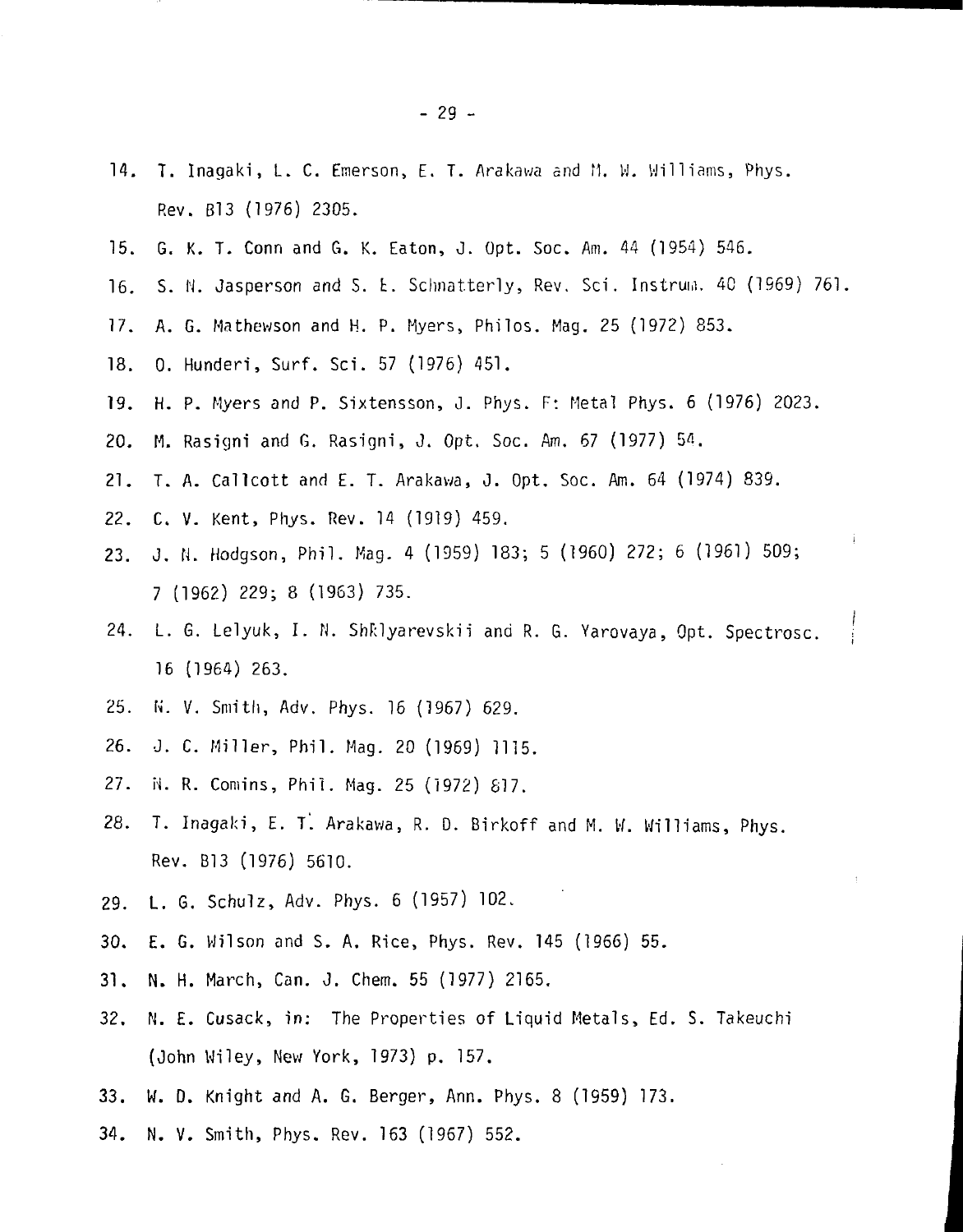14. T. Inagaki, L. C. Emerson, E. T. Arakawa and M. W. Williams, Phys. Rev. B13 (1976) 2305.
15. G. K. T. Conn and G. K. Eaton, J. Opt. Soc. Am. 44 (1954) 546.
16. S. N. Jasperson and S. E. Schnatterly, Rev. Sci. Instrum. 40 (1969) 761.
17. A. G. Mathewson and H. P. Myers, Philos. Mag. 25 (1972) 853.
18. O. Hunderi, Surf. Sci. 57 (1976) 451.
19. H. P. Myers and P. Sixtensson, J. Phys. F: Metal Phys. 6 (1976) 2023.
20. M. Rasigni and G. Rasigni, J. Opt. Soc. Am. 67 (1977) 54.
21. T. A. Callcott and E. T. Arakawa, J. Opt. Soc. Am. 64 (1974) 839.
22. C. V. Kent, Phys. Rev. 14 (1919) 459.
23. J. N. Hodgson, Phil. Mag. 4 (1959) 183; 5 (1960) 272; 6 (1961) 509; 7 (1962) 229; 8 (1963) 735.
24. L. G. Lelyuk, I. N. Shklyarevskii and R. G. Yarovaya, Opt. Spectrosc. 16 (1964) 263.
25. N. V. Smith, Adv. Phys. 16 (1967) 629.
26. J. C. Miller, Phil. Mag. 20 (1969) 1115.
27. N. R. Comins, Phil. Mag. 25 (1972) 817.
28. T. Inagaki, E. T. Arakawa, R. D. Birkoff and M. W. Williams, Phys. Rev. B13 (1976) 5610.
29. L. G. Schulz, Adv. Phys. 6 (1957) 102.
30. E. G. Wilson and S. A. Rice, Phys. Rev. 145 (1966) 55.
31. N. H. March, Can. J. Chem. 55 (1977) 2165.
32. N. E. Cusack, in: The Properties of Liquid Metals, Ed. S. Takeuchi (John Wiley, New York, 1973) p. 157.
33. W. D. Knight and A. G. Berger, Ann. Phys. 8 (1959) 173.
34. N. V. Smith, Phys. Rev. 163 (1967) 552.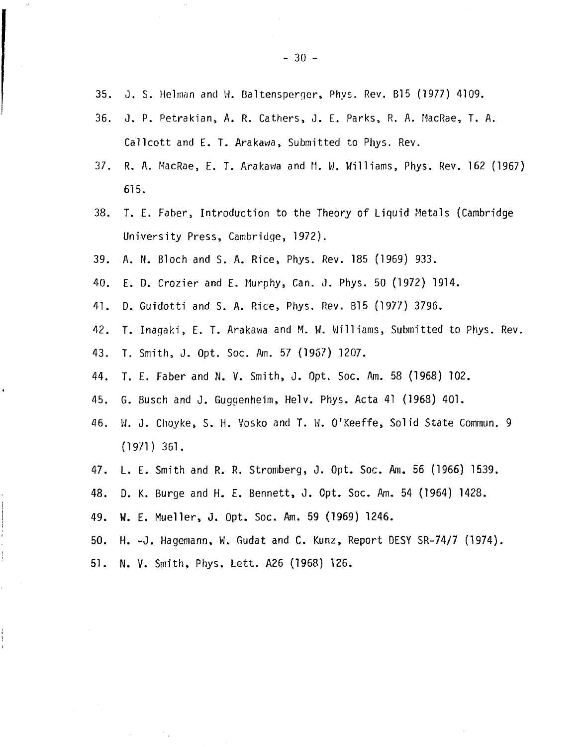35. J. S. Helman and W. Baltensperger, Phys. Rev. B15 (1977) 4109.

36. J. P. Petrakian, A. R. Cathers, J. E. Parks, R. A. MacRae, T. A. Callcott and E. T. Arakawa, Submitted to Phys. Rev.

37. R. A. MacRae, E. T. Arakawa and M. W. Williams, Phys. Rev. 162 (1967) 615.

38. T. E. Faber, Introduction to the Theory of Liquid Metals (Cambridge University Press, Cambridge, 1972).

39. A. N. Bloch and S. A. Rice, Phys. Rev. 185 (1969) 933.

40. E. D. Crozier and E. Murphy, Can. J. Phys. 50 (1972) 1914.

41. D. Guidotti and S. A. Rice, Phys. Rev. B15 (1977) 3796.

42. T. Inagaki, E. T. Arakawa and M. W. Williams, Submitted to Phys. Rev.

43. T. Smith, J. Opt. Soc. Am. 57 (1967) 1207.

44. T. E. Faber and N. V. Smith, J. Opt. Soc. Am. 58 (1968) 102.

45. G. Busch and J. Guggenheim, Helv. Phys. Acta 41 (1968) 401.

46. W. J. Choyke, S. H. Vosko and T. W. O'Keeffe, Solid State Commun. 9 (1971) 361.

47. L. E. Smith and R. R. Stromberg, J. Opt. Soc. Am. 56 (1966) 1539.

48. D. K. Burge and H. E. Bennett, J. Opt. Soc. Am. 54 (1964) 1428.

49. W. E. Mueller, J. Opt. Soc. Am. 59 (1969) 1246.

50. H. -J. Hagemann, W. Gudat and C. Kunz, Report DESY SR-74/7 (1974).

51. N. V. Smith, Phys. Lett. A26 (1968) 126.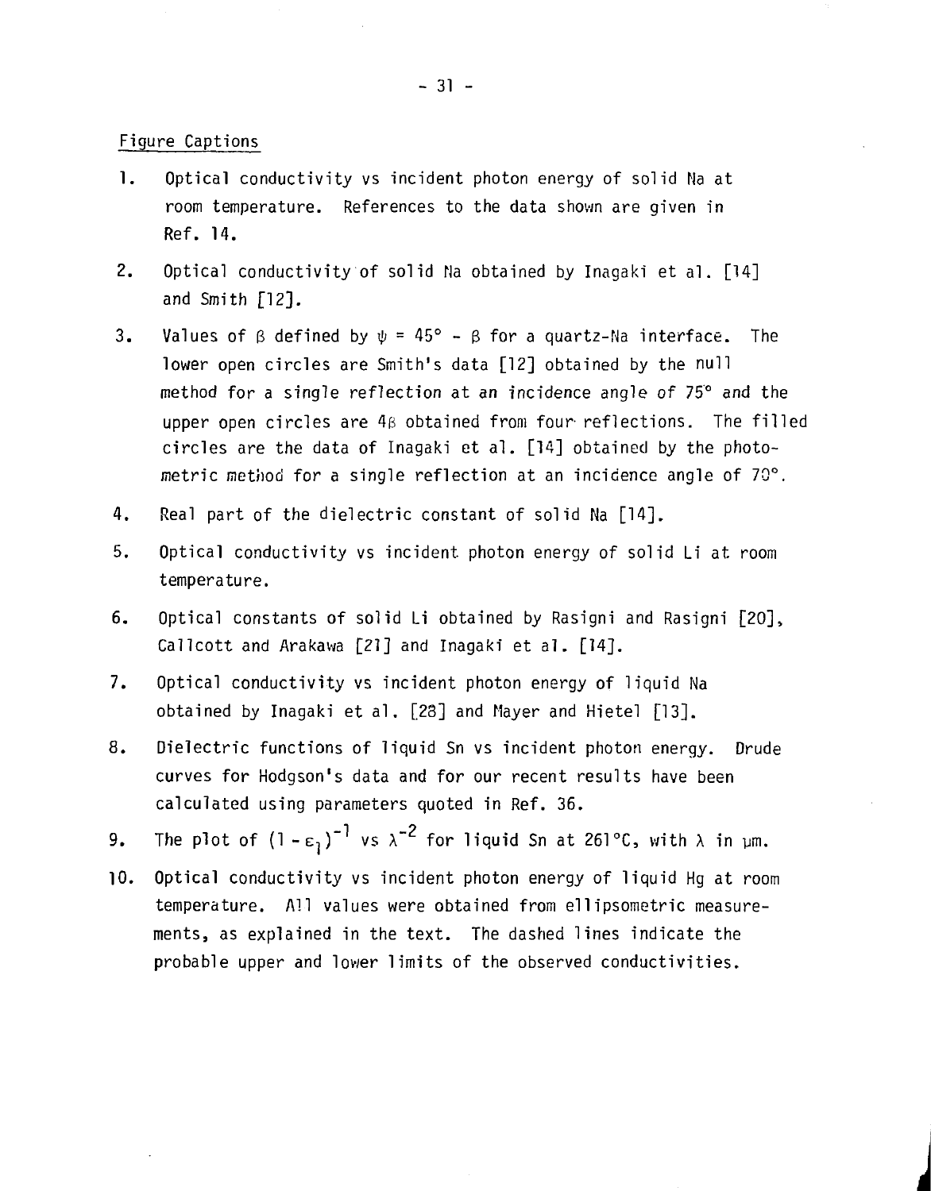## Figure Captions

1. Optical conductivity vs incident photon energy of solid Na at room temperature. References to the data shown are given in Ref. 14.

2. Optical conductivity of solid Na obtained by Inagaki et al. [14] and Smith [12].

3. Values of $\beta$ defined by $\psi = 45° - \beta$ for a quartz-Na interface. The lower open circles are Smith's data [12] obtained by the null method for a single reflection at an incidence angle of 75° and the upper open circles are $4\beta$ obtained from four reflections. The filled circles are the data of Inagaki et al. [14] obtained by the photometric method for a single reflection at an incidence angle of 70°.

4. Real part of the dielectric constant of solid Na [14].

5. Optical conductivity vs incident photon energy of solid Li at room temperature.

6. Optical constants of solid Li obtained by Rasigni and Rasigni [20], Callcott and Arakawa [21] and Inagaki et al. [14].

7. Optical conductivity vs incident photon energy of liquid Na obtained by Inagaki et al. [28] and Mayer and Hietel [13].

8. Dielectric functions of liquid Sn vs incident photon energy. Drude curves for Hodgson's data and for our recent results have been calculated using parameters quoted in Ref. 36.

9. The plot of $(1 - \varepsilon_1)^{-1}$ vs $\lambda^{-2}$ for liquid Sn at 261°C, with $\lambda$ in µm.

10. Optical conductivity vs incident photon energy of liquid Hg at room temperature. All values were obtained from ellipsometric measurements, as explained in the text. The dashed lines indicate the probable upper and lower limits of the observed conductivities.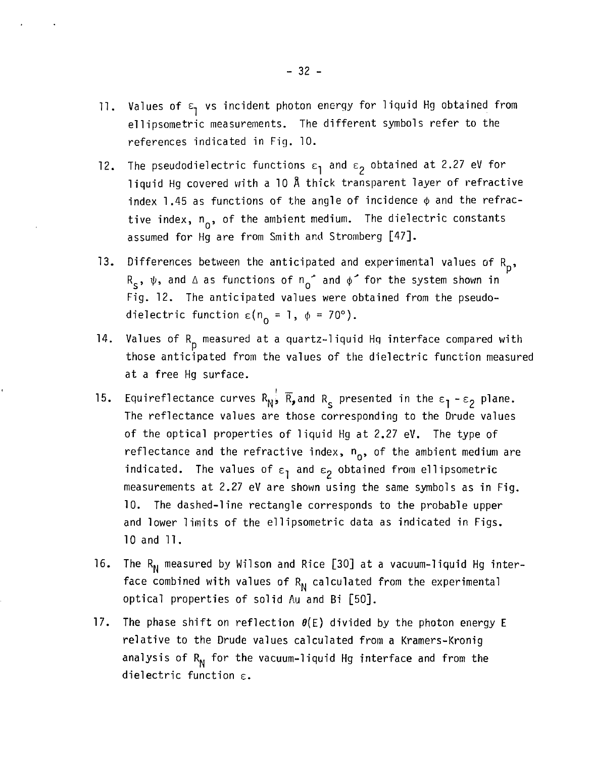11. Values of $\varepsilon_1$ vs incident photon energy for liquid Hg obtained from ellipsometric measurements. The different symbols refer to the references indicated in Fig. 10.

12. The pseudodielectric functions $\varepsilon_1$ and $\varepsilon_2$ obtained at 2.27 eV for liquid Hg covered with a 10 Å thick transparent layer of refractive index 1.45 as functions of the angle of incidence $\phi$ and the refractive index, $n_0$, of the ambient medium. The dielectric constants assumed for Hg are from Smith and Stromberg [47].

13. Differences between the anticipated and experimental values of $R_p$, $R_s$, $\psi$, and $\Delta$ as functions of $n_0'$ and $\phi'$ for the system shown in Fig. 12. The anticipated values were obtained from the pseudodielectric function $\varepsilon(n_0 = 1,\ \phi = 70°)$.

14. Values of $R_p$ measured at a quartz-liquid Hg interface compared with those anticipated from the values of the dielectric function measured at a free Hg surface.

15. Equireflectance curves $R_N$, $\overline{R}$, and $R_s$ presented in the $\varepsilon_1 - \varepsilon_2$ plane. The reflectance values are those corresponding to the Drude values of the optical properties of liquid Hg at 2.27 eV. The type of reflectance and the refractive index, $n_0$, of the ambient medium are indicated. The values of $\varepsilon_1$ and $\varepsilon_2$ obtained from ellipsometric measurements at 2.27 eV are shown using the same symbols as in Fig. 10. The dashed-line rectangle corresponds to the probable upper and lower limits of the ellipsometric data as indicated in Figs. 10 and 11.

16. The $R_N$ measured by Wilson and Rice [30] at a vacuum-liquid Hg interface combined with values of $R_N$ calculated from the experimental optical properties of solid Au and Bi [50].

17. The phase shift on reflection $\theta(E)$ divided by the photon energy E relative to the Drude values calculated from a Kramers-Kronig analysis of $R_N$ for the vacuum-liquid Hg interface and from the dielectric function $\varepsilon$.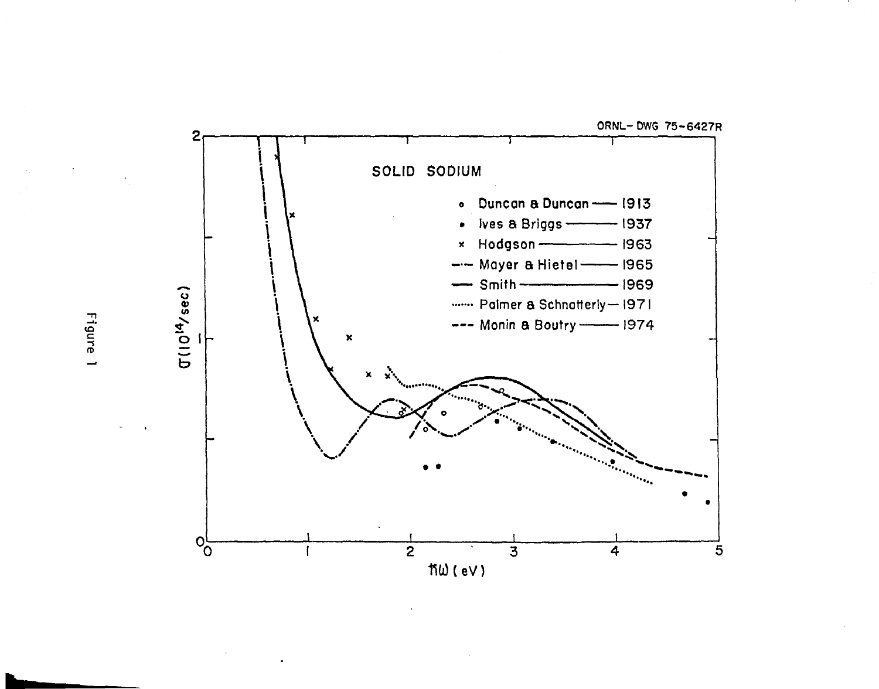Figure 1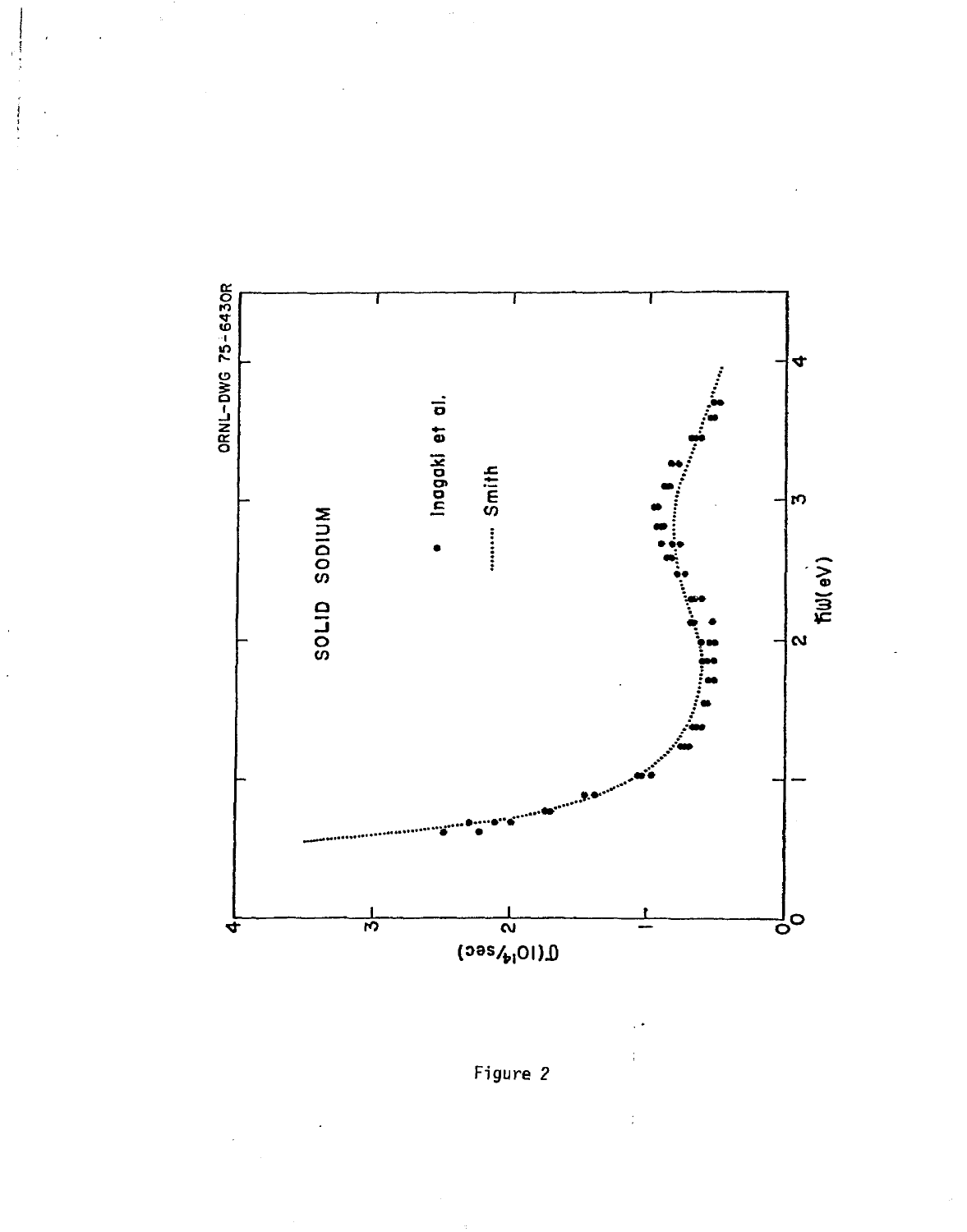ORNL-DWG 75-6430R

SOLID SODIUM

• Inagaki et al.

······· Smith

$\Gamma(10^{14}/\text{sec})$

0

1

2

3

4

0

1

2

3

4

$\hbar\omega(\text{eV})$

Figure 2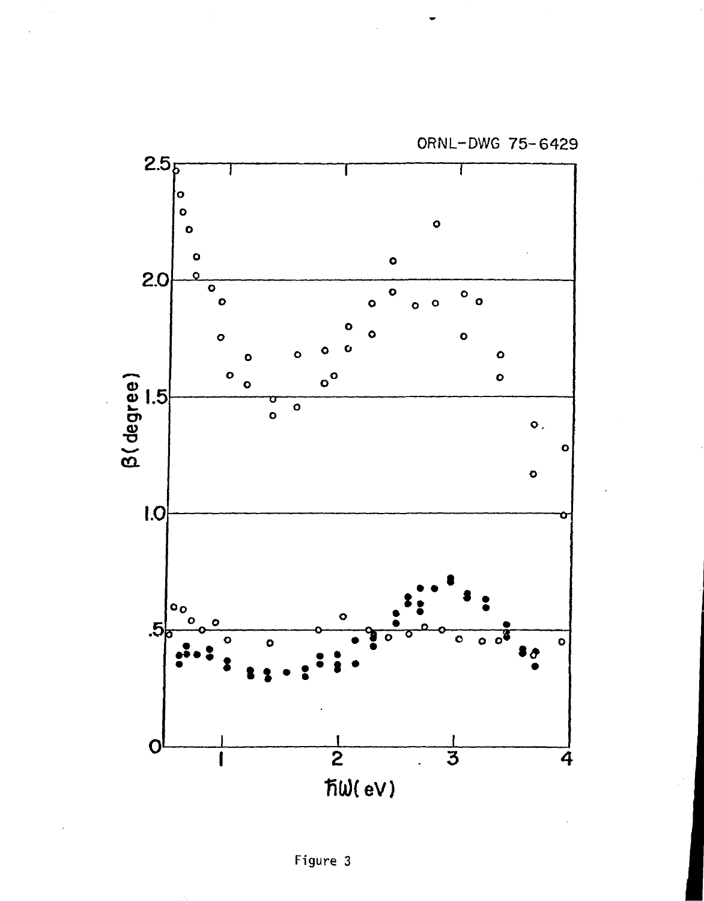ORNL-DWG 75-6429

2.5

2.0

1.5

1.0

.5

0

$\beta$ (degree)

1

2

3

4

$\hbar\omega$ (eV)

Figure 3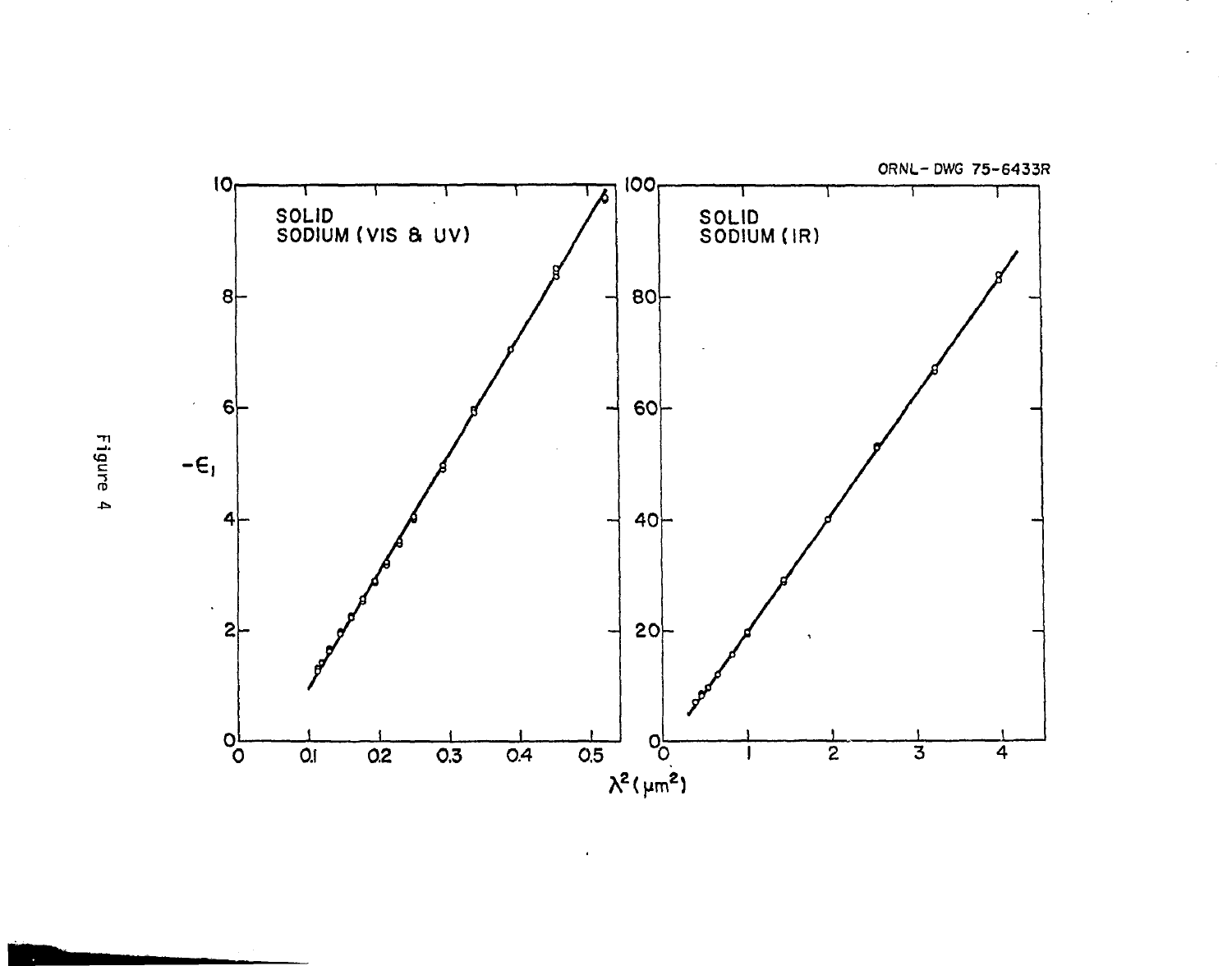ORNL-DWG 75-6433R

SOLID
SODIUM (VIS & UV)

SOLID
SODIUM (IR)

$-\epsilon_1$

10
8
6
4
2
0

0 0.1 0.2 0.3 0.4 0.5

100
80
60
40
20
0

0 1 2 3 4

$\lambda^2$ ($\mu m^2$)

Figure 4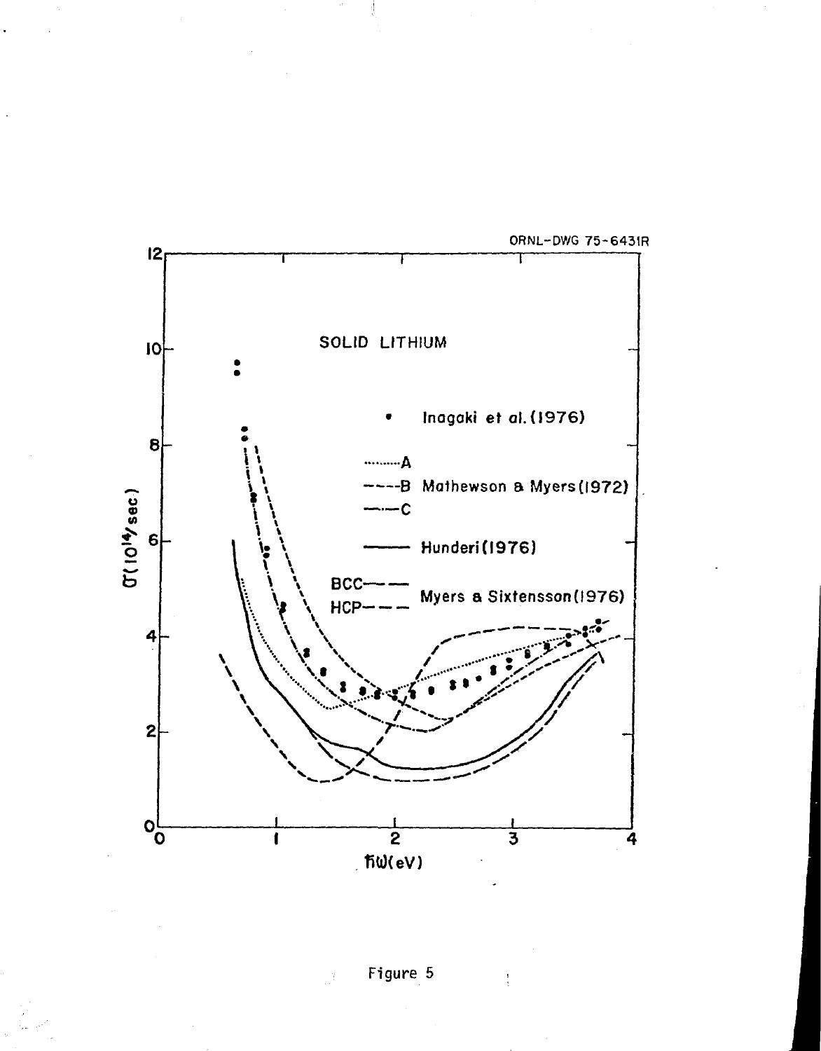ORNL-DWG 75-6431R

SOLID LITHIUM

• Inagaki et al. (1976)

A

B Mathewson a Myers (1972)

C

Hunderi (1976)

BCC

HCP

Myers a Sixtensson (1976)

$\sigma(10^{14}/sec.)$

0

2

4

6

8

10

12

$\hbar\omega(eV)$

0

1

2

3

4

Figure 5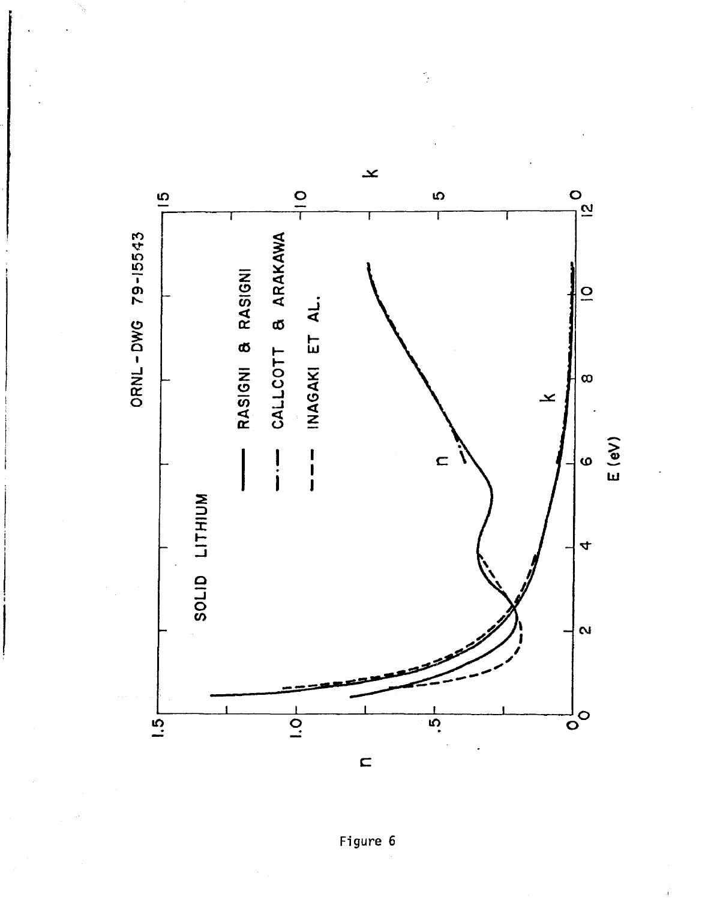ORNL-DWG 79-15543

SOLID LITHIUM

RASIGNI & RASIGNI

CALLCOTT & ARAKAWA

INAGAKI ET AL.

n

k

n

1.5

1.0

.5

0

k

15

10

5

0

0

2

4

6

8

10

12

E (eV)

Figure 6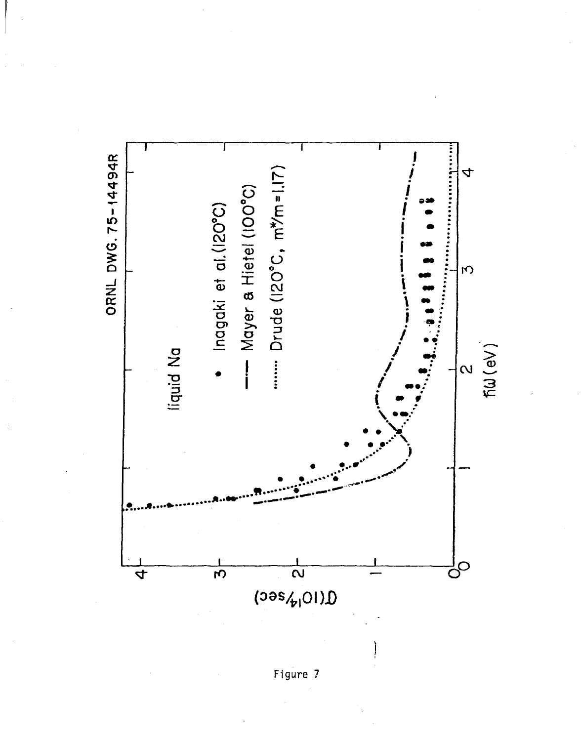ORNL DWG. 75-14494R

liquid Na

Inagaki et al.(120°C)

Mayer & Hietel (100°C)

Drude (120°C, $m^*/m=1.17$)

$\sigma(10^{14}/\text{sec})$

$\hbar\omega$ (eV)

0

1

2

3

4

Figure 7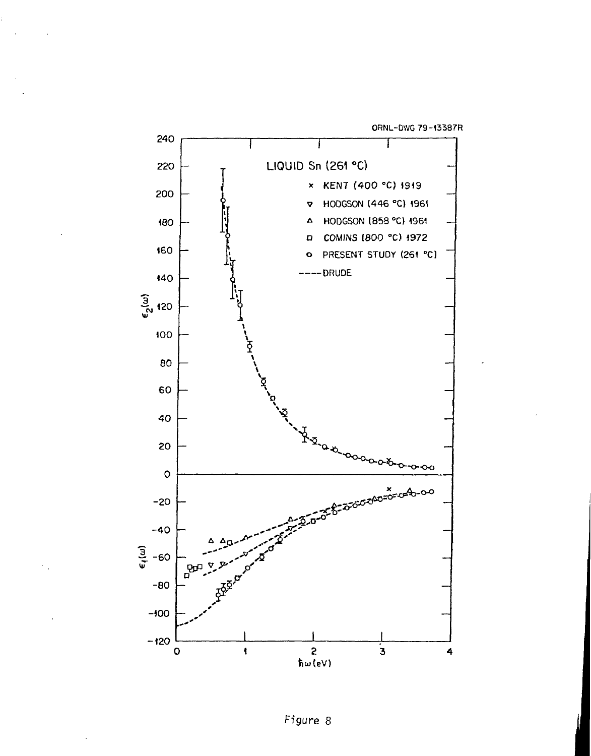ORNL-DWG 79-13387R

LIQUID Sn (261 °C)

× KENT (400 °C) 1919

▽ HODGSON (446 °C) 1961

△ HODGSON (858 °C) 1961

□ COMINS (800 °C) 1972

○ PRESENT STUDY (261 °C)

---- DRUDE

$\epsilon_2(\omega)$

$\epsilon_1(\omega)$

$\hbar\omega$ (eV)

240, 220, 200, 180, 160, 140, 120, 100, 80, 60, 40, 20, 0, −20, −40, −60, −80, −100, −120

0, 1, 2, 3, 4

Figure 8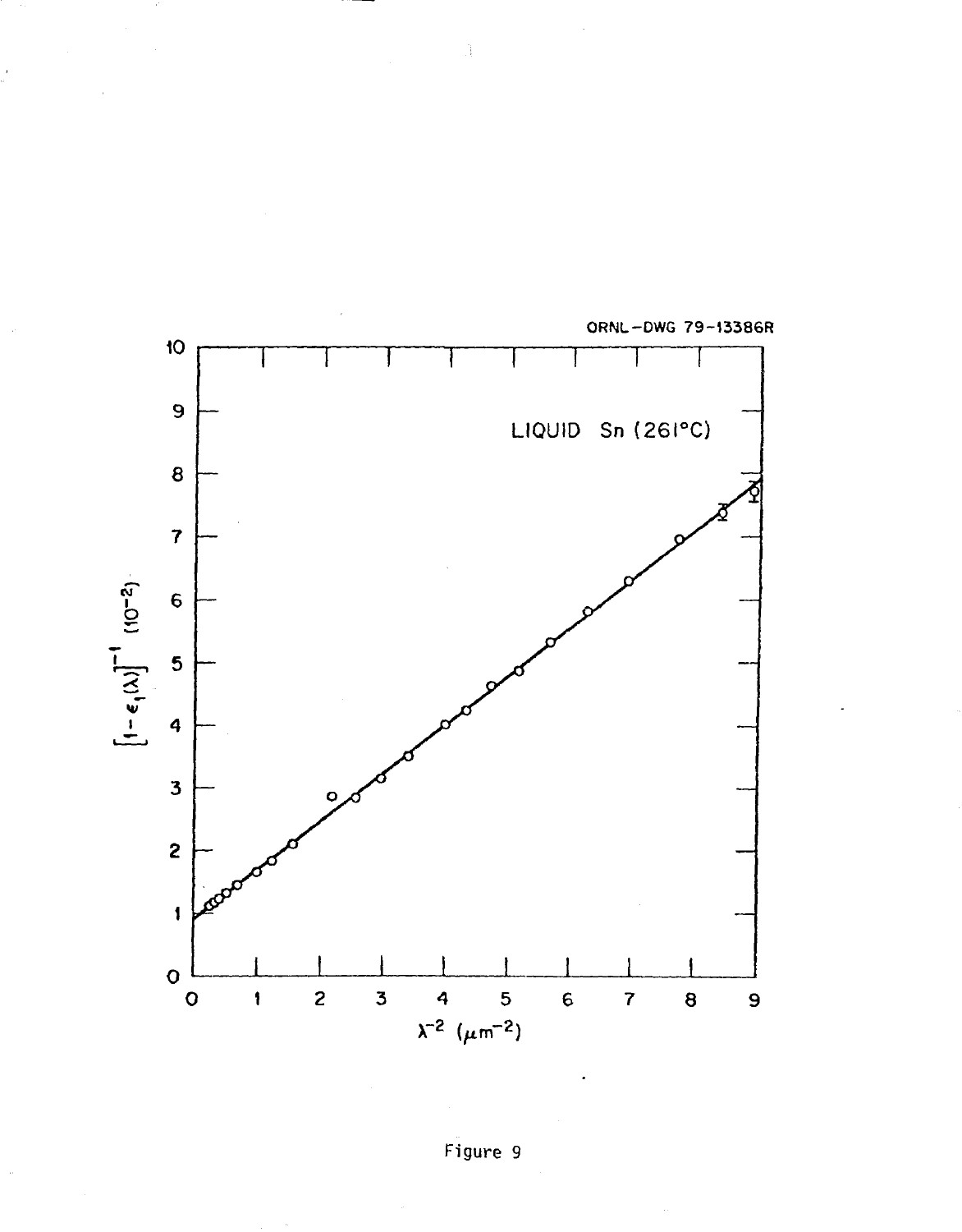ORNL-DWG 79-13386R

LIQUID Sn (261°C)

$\left[1-\epsilon_1(\lambda)\right]^{-1}$ $(10^{-2})$

10
9
8
7
6
5
4
3
2
1
0

0 1 2 3 4 5 6 7 8 9

$\lambda^{-2}$ $(\mu m^{-2})$

Figure 9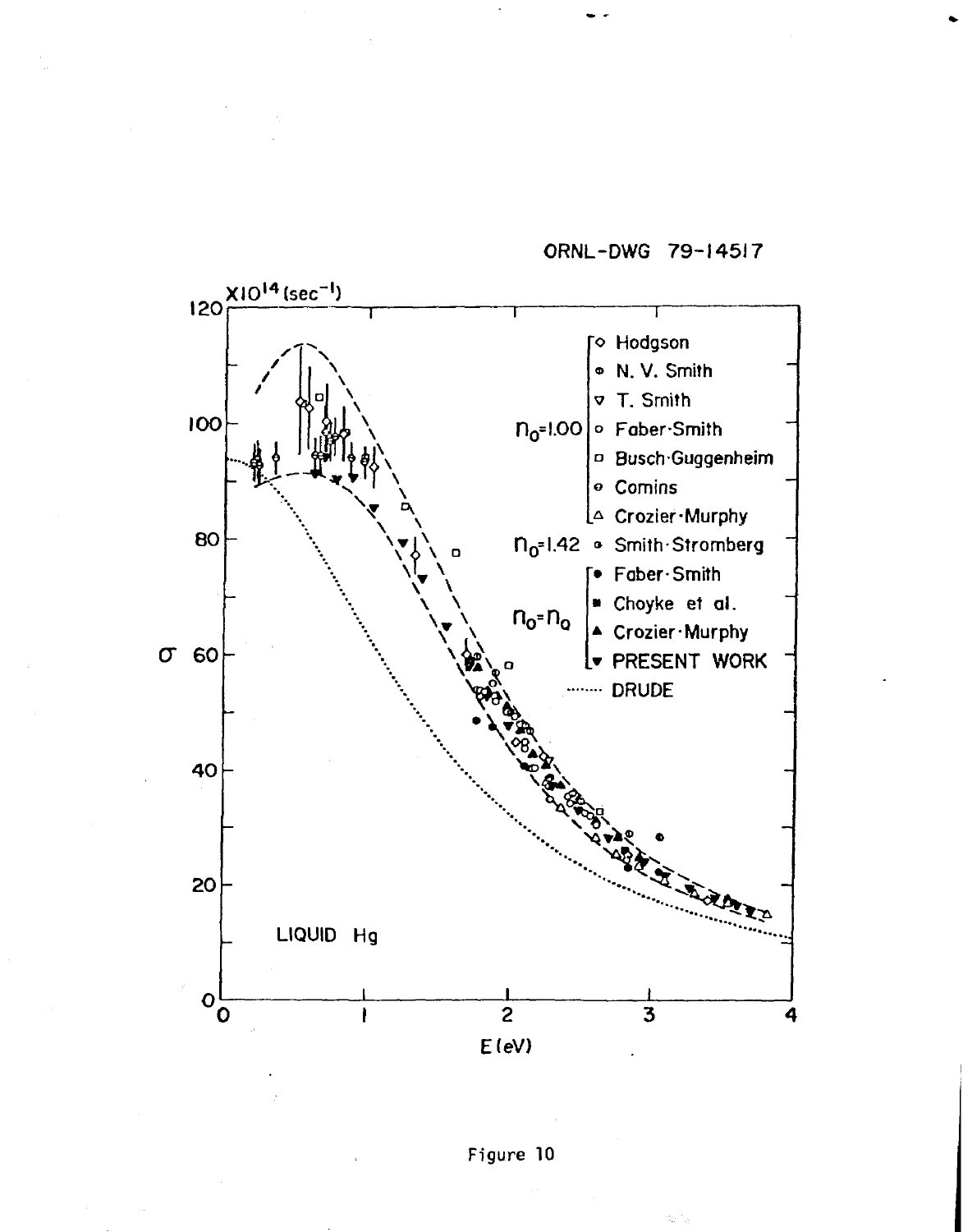ORNL-DWG 79-14517

$\times 10^{14}$ (sec$^{-1}$)

120

100

80

$\sigma$ 60

40

20

0

0 1 2 3 4

E (eV)

$n_0 = 1.00$
- Hodgson
- N. V. Smith
- T. Smith
- Faber-Smith
- Busch-Guggenheim
- Comins
- Crozier-Murphy

$n_0 = 1.42$
- Smith-Stromberg

$n_0 = n_a$
- Faber-Smith
- Choyke et al.
- Crozier-Murphy
- PRESENT WORK

DRUDE

LIQUID Hg

Figure 10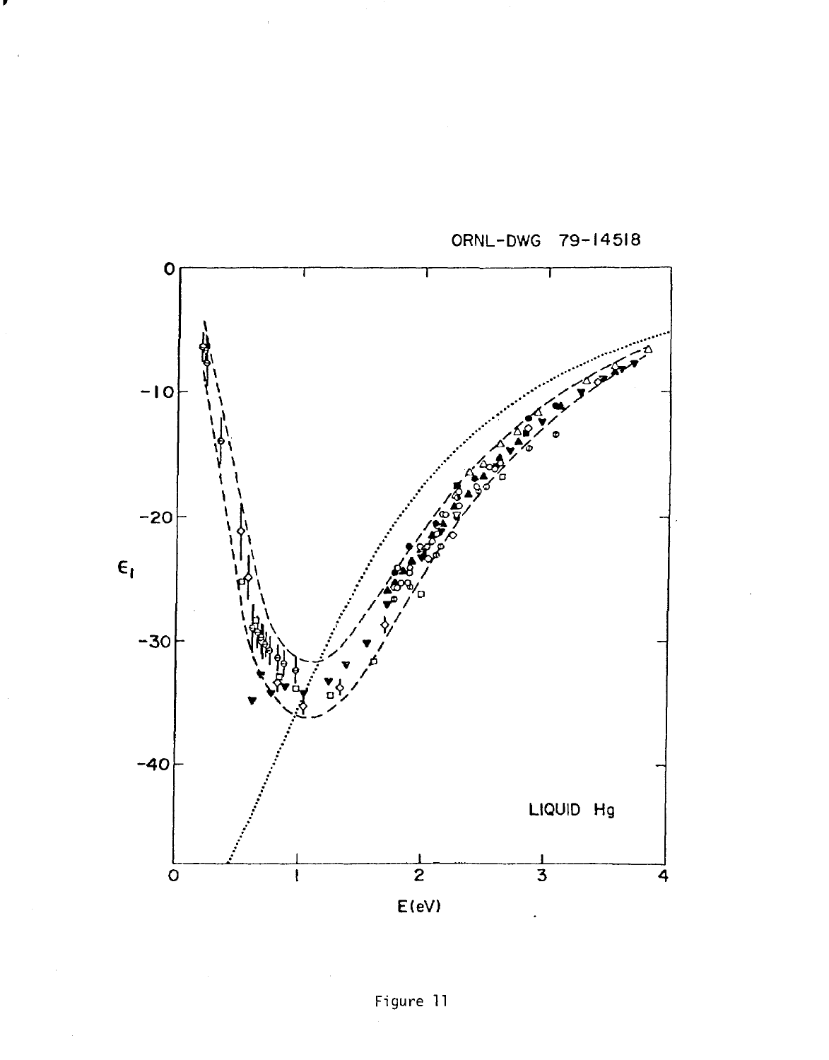ORNL-DWG 79-14518

0

-10

-20

-30

-40

$\epsilon_1$

LIQUID Hg

0

1

2

3

4

E(eV)

Figure 11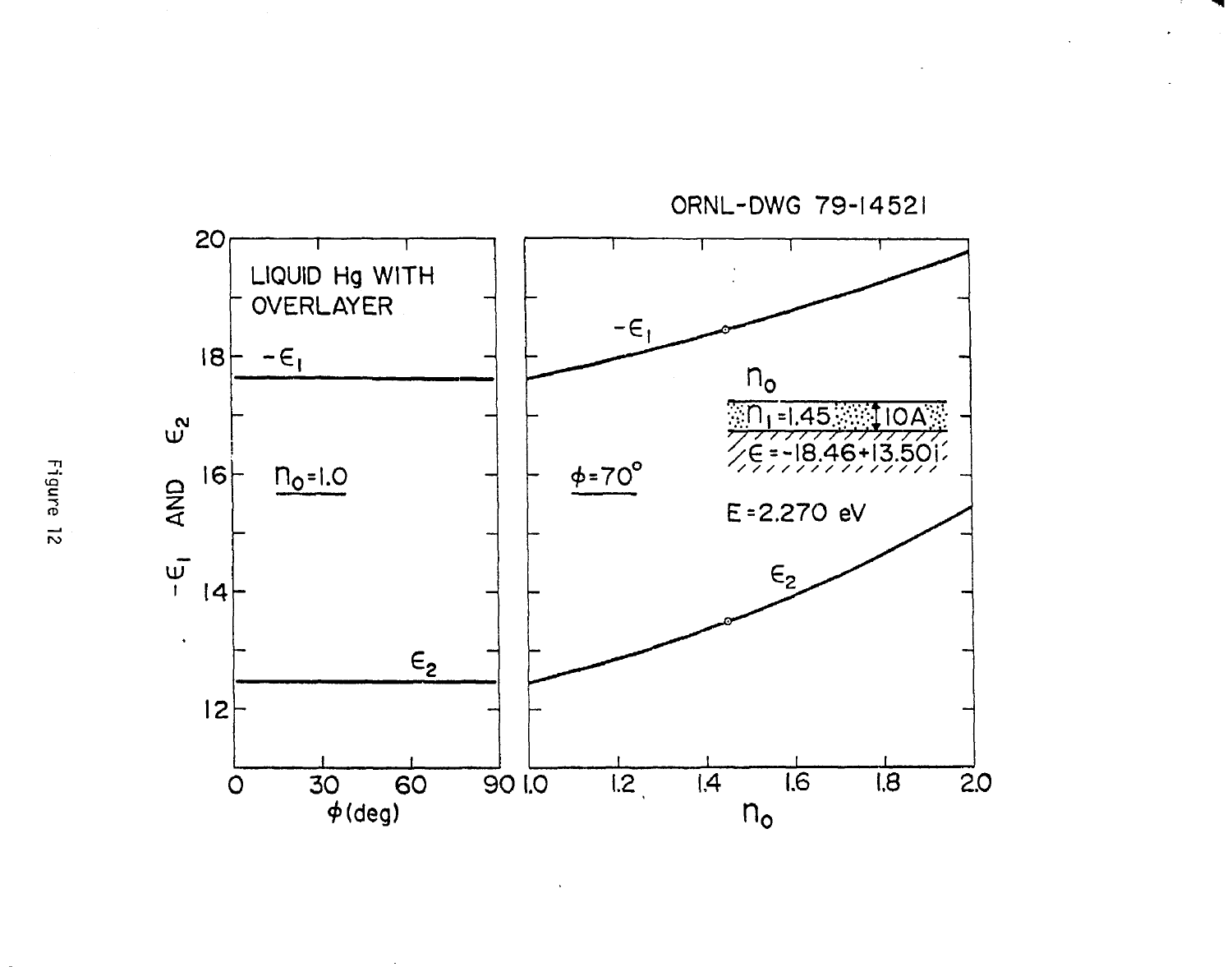ORNL-DWG 79-14521

LIQUID Hg WITH OVERLAYER

$-\epsilon_1$

$n_0 = 1.0$

$\epsilon_2$

$-\epsilon_1$ AND $\epsilon_2$

20
18
16
14
12

0
30
60
90

$\phi$(deg)

$-\epsilon_1$

$\phi = 70°$

$n_0$

$n_1 = 1.45$

10A

$\epsilon = -18.46 + 13.50i$

E = 2.270 eV

$\epsilon_2$

1.0
1.2
1.4
1.6
1.8
2.0

$n_0$

Figure 12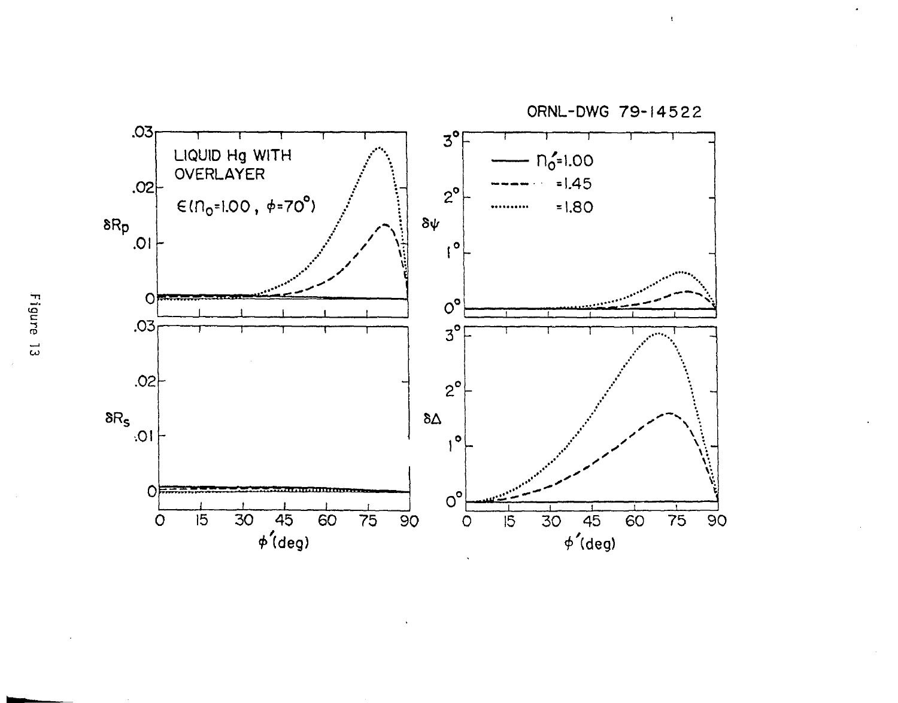ORNL-DWG 79-14522

LIQUID Hg WITH OVERLAYER

$\epsilon(n_0 = 1.00,\ \phi = 70°)$

$\delta R_p$

.03

.02

.01

0

$\delta R_s$

.03

.02

.01

0

0 15 30 45 60 75 90

$\phi'$(deg)

$n_0' = 1.00$

$= 1.45$

$= 1.80$

$\delta\psi$

3°

2°

1°

0°

$\delta\Delta$

3°

2°

1°

0°

0 15 30 45 60 75 90

$\phi'$(deg)

Figure 13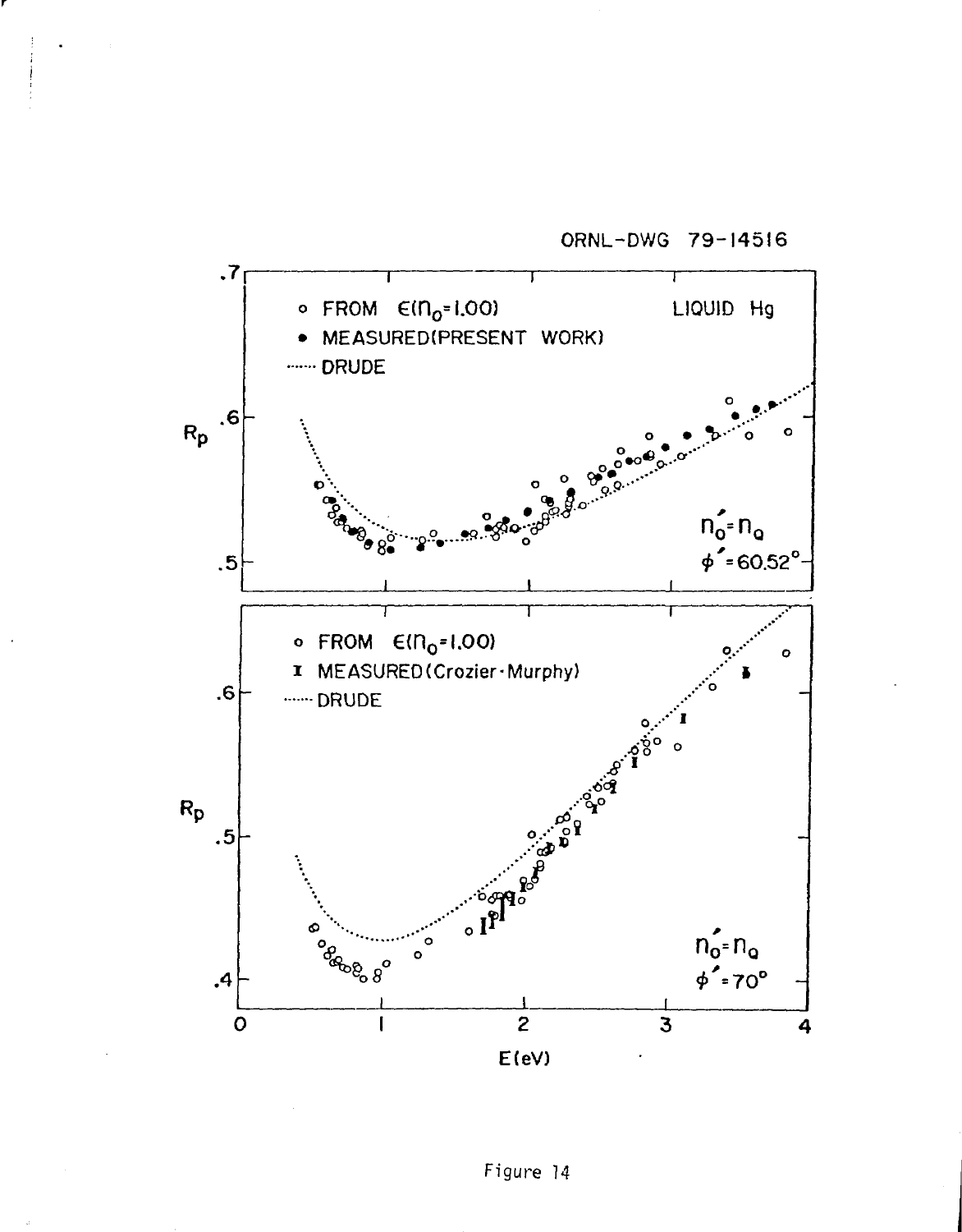Figure 14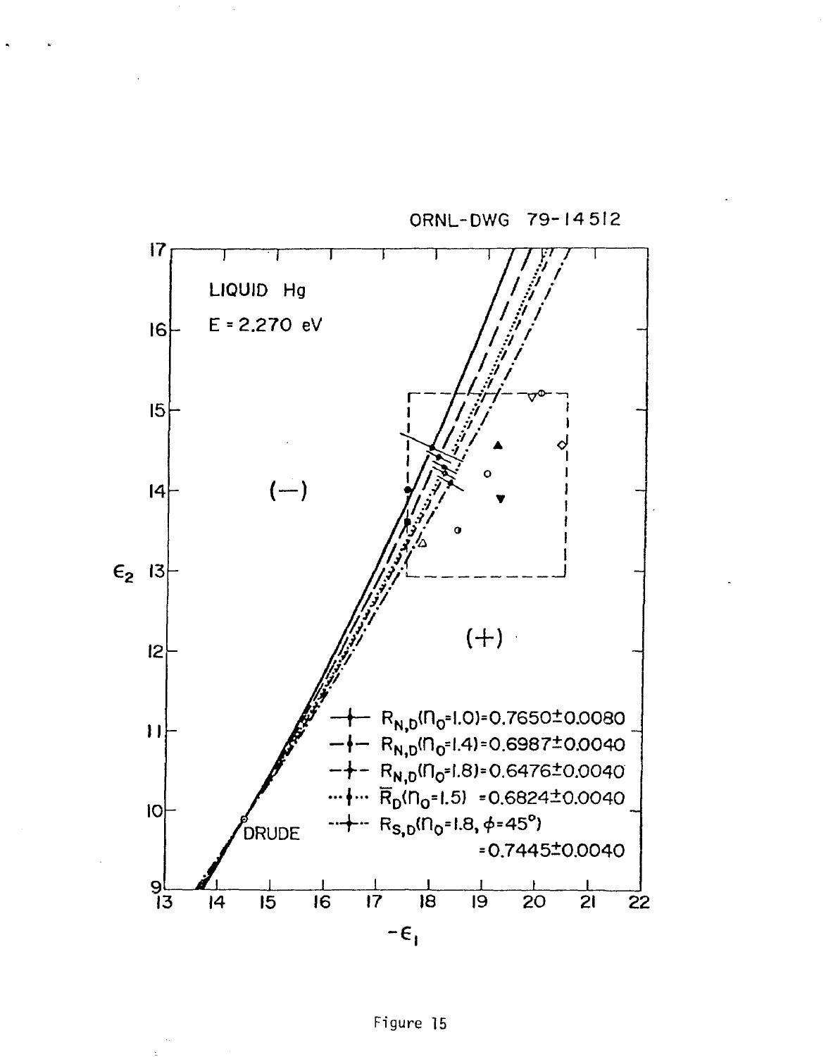ORNL-DWG 79-14512

LIQUID Hg

E = 2.270 eV

(−)

(+)

$R_{N,D}(n_0=1.0)=0.7650\pm0.0080$

$R_{N,D}(n_0=1.4)=0.6987\pm0.0040$

$R_{N,D}(n_0=1.8)=0.6476\pm0.0040$

$\bar{R}_D(n_0=1.5)=0.6824\pm0.0040$

$R_{S,D}(n_0=1.8, \phi=45°)$
$=0.7445\pm0.0040$

DRUDE

$\epsilon_2$

$-\epsilon_1$

9 10 11 12 13 14 15 16 17

13 14 15 16 17 18 19 20 21 22

Figure 15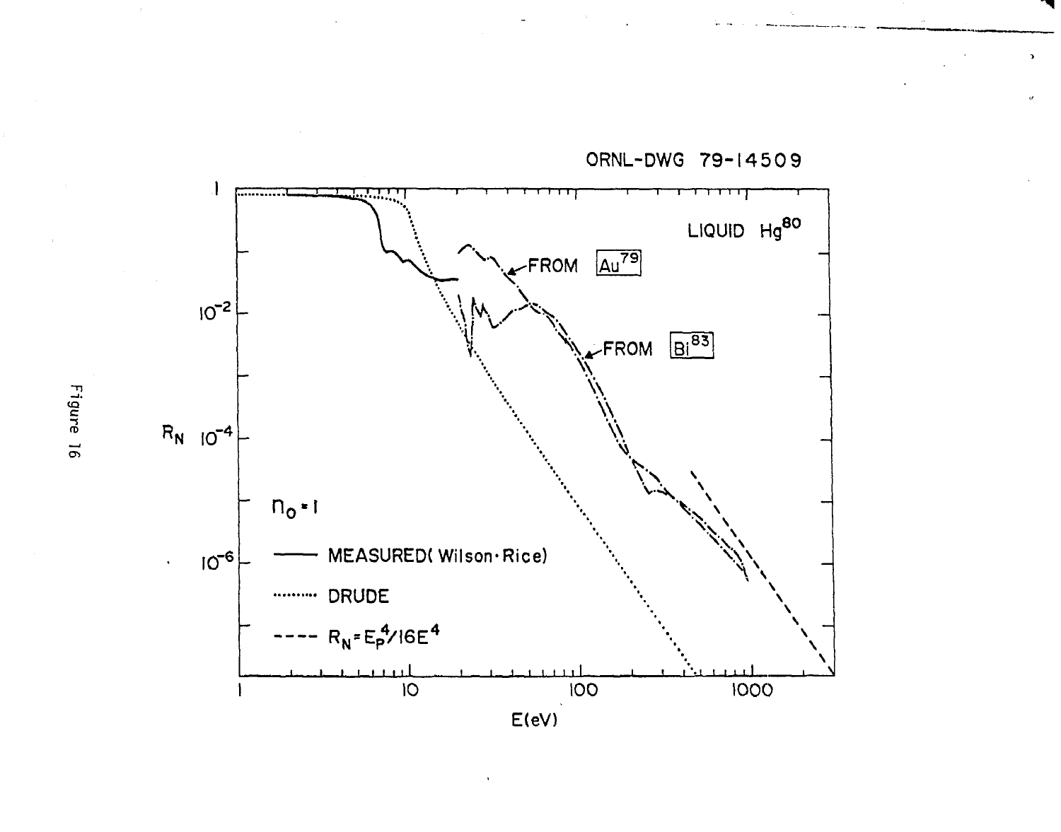ORNL-DWG 79-14509

LIQUID $Hg^{80}$

FROM $Au^{79}$

FROM $Bi^{83}$

$R_N$

$n_0 = 1$

MEASURED( Wilson · Rice)

DRUDE

$R_N = E_p^4/16E^4$

1

$10^{-2}$

$10^{-4}$

$10^{-6}$

1

10

100

1000

E(eV)

Figure 16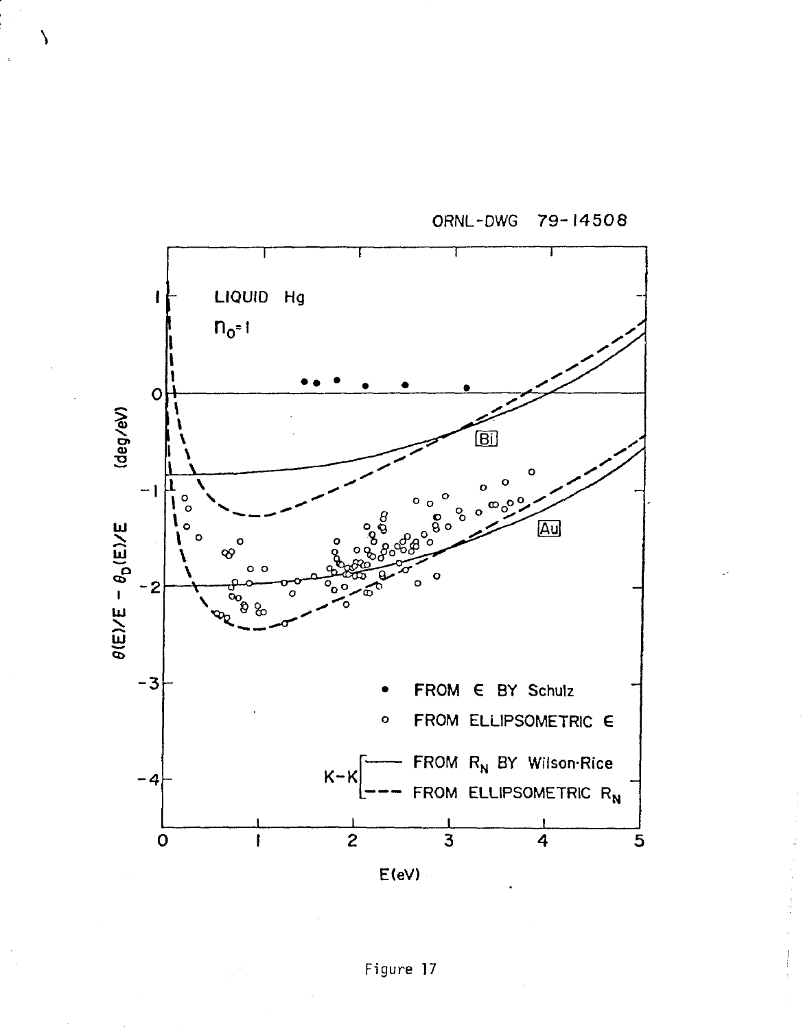ORNL-DWG 79-14508

LIQUID Hg

$n_0=1$

$\theta(E)/E - \theta_D(E)/E$ (deg/eV)

1

0

-1

-2

-3

-4

0

1

2

3

4

5

E(eV)

Bi

Au

● FROM $\epsilon$ BY Schulz

○ FROM ELLIPSOMETRIC $\epsilon$

K-K

—— FROM $R_N$ BY Wilson-Rice

– – – FROM ELLIPSOMETRIC $R_N$

Figure 17